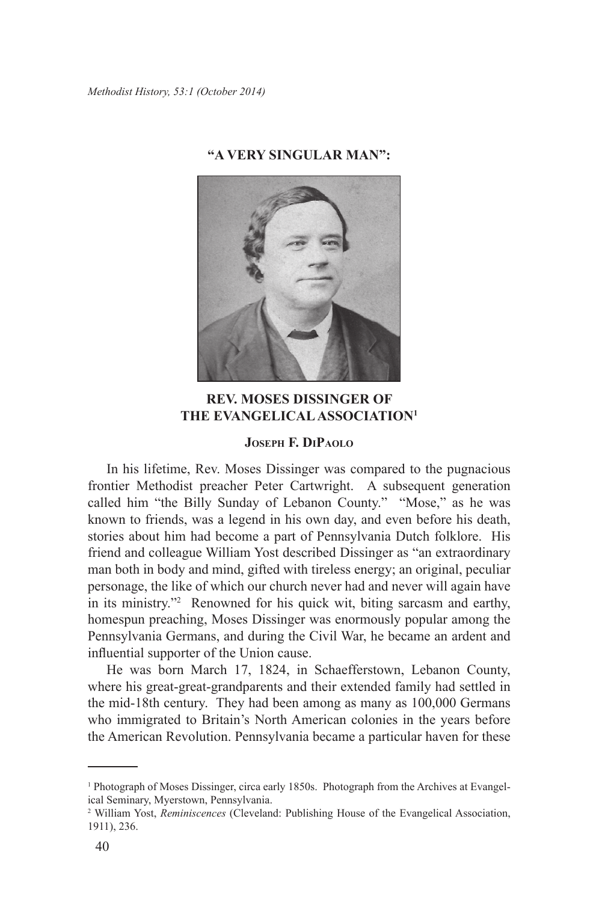# "A VERY SINGULAR MAN":

# REV. MOSES DISSINGER OF THE EVANGELICAL ASSOCIATION[1]

**Joseph F. DiPaolo**

In his lifetime, Rev. Moses Dissinger was compared to the pugnacious frontier Methodist preacher Peter Cartwright. A subsequent generation called him "the Billy Sunday of Lebanon County." "Mose," as he was known to friends, was a legend in his own day, and even before his death, stories about him had become a part of Pennsylvania Dutch folklore. His friend and colleague William Yost described Dissinger as "an extraordinary man both in body and mind, gifted with tireless energy; an original, peculiar personage, the like of which our church never had and never will again have in its ministry."[2] Renowned for his quick wit, biting sarcasm and earthy, homespun preaching, Moses Dissinger was enormously popular among the Pennsylvania Germans, and during the Civil War, he became an ardent and influential supporter of the Union cause.

He was born March 17, 1824, in Schaefferstown, Lebanon County, where his great-great-grandparents and their extended family had settled in the mid-18th century. They had been among as many as 100,000 Germans who immigrated to Britain's North American colonies in the years before the American Revolution. Pennsylvania became a particular haven for these

---

[1] Photograph of Moses Dissinger, circa early 1850s. Photograph from the Archives at Evangelical Seminary, Myerstown, Pennsylvania.

[2] William Yost, *Reminiscences* (Cleveland: Publishing House of the Evangelical Association, 1911), 236.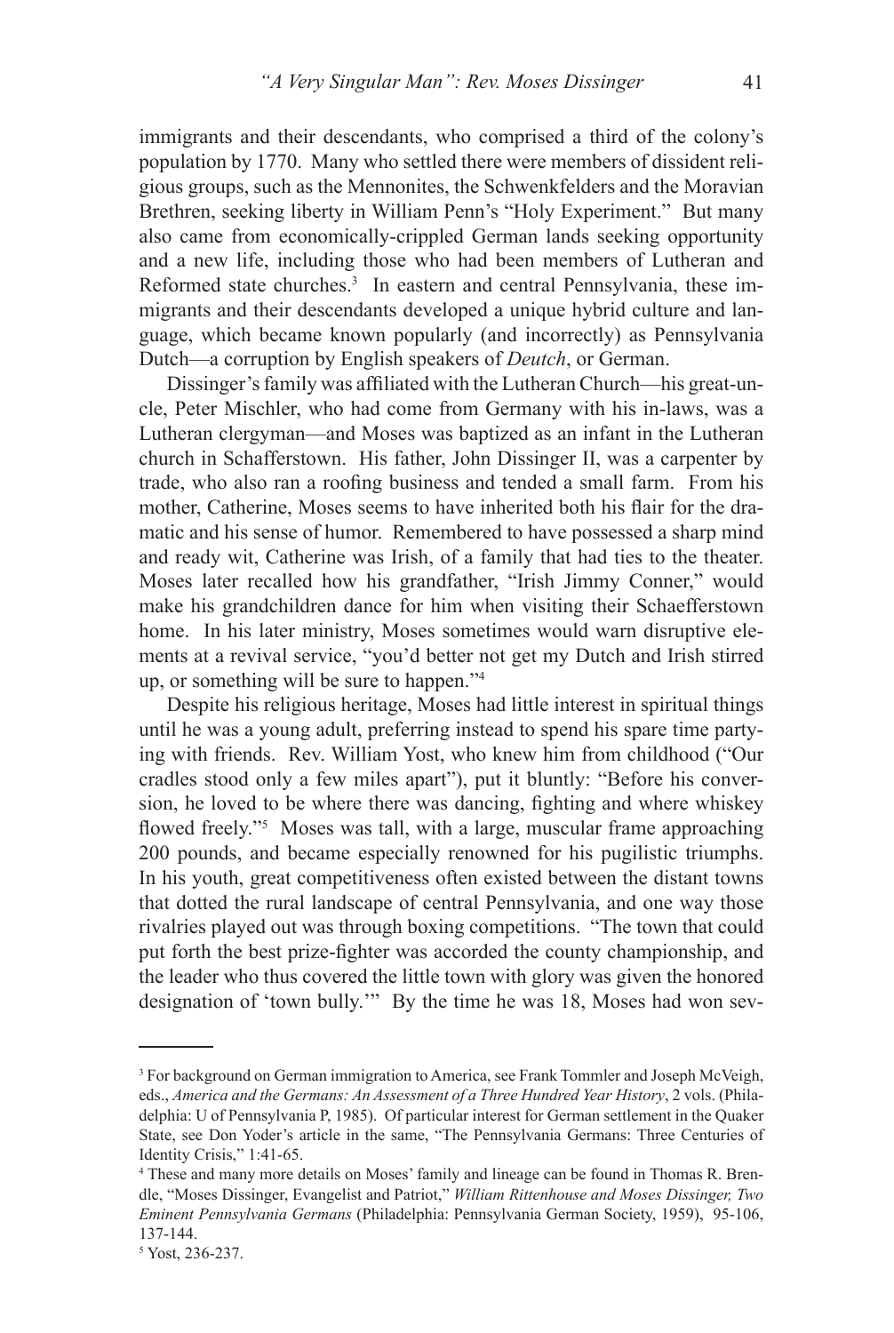immigrants and their descendants, who comprised a third of the colony's population by 1770. Many who settled there were members of dissident religious groups, such as the Mennonites, the Schwenkfelders and the Moravian Brethren, seeking liberty in William Penn's "Holy Experiment." But many also came from economically-crippled German lands seeking opportunity and a new life, including those who had been members of Lutheran and Reformed state churches.[3] In eastern and central Pennsylvania, these immigrants and their descendants developed a unique hybrid culture and language, which became known popularly (and incorrectly) as Pennsylvania Dutch—a corruption by English speakers of *Deutch*, or German.

Dissinger's family was affiliated with the Lutheran Church—his great-uncle, Peter Mischler, who had come from Germany with his in-laws, was a Lutheran clergyman—and Moses was baptized as an infant in the Lutheran church in Schafferstown. His father, John Dissinger II, was a carpenter by trade, who also ran a roofing business and tended a small farm. From his mother, Catherine, Moses seems to have inherited both his flair for the dramatic and his sense of humor. Remembered to have possessed a sharp mind and ready wit, Catherine was Irish, of a family that had ties to the theater. Moses later recalled how his grandfather, "Irish Jimmy Conner," would make his grandchildren dance for him when visiting their Schaefferstown home. In his later ministry, Moses sometimes would warn disruptive elements at a revival service, "you'd better not get my Dutch and Irish stirred up, or something will be sure to happen."[4]

Despite his religious heritage, Moses had little interest in spiritual things until he was a young adult, preferring instead to spend his spare time partying with friends. Rev. William Yost, who knew him from childhood ("Our cradles stood only a few miles apart"), put it bluntly: "Before his conversion, he loved to be where there was dancing, fighting and where whiskey flowed freely."[5] Moses was tall, with a large, muscular frame approaching 200 pounds, and became especially renowned for his pugilistic triumphs. In his youth, great competitiveness often existed between the distant towns that dotted the rural landscape of central Pennsylvania, and one way those rivalries played out was through boxing competitions. "The town that could put forth the best prize-fighter was accorded the county championship, and the leader who thus covered the little town with glory was given the honored designation of 'town bully.'" By the time he was 18, Moses had won sev-

---

[3] For background on German immigration to America, see Frank Tommler and Joseph McVeigh, eds., *America and the Germans: An Assessment of a Three Hundred Year History*, 2 vols. (Philadelphia: U of Pennsylvania P, 1985). Of particular interest for German settlement in the Quaker State, see Don Yoder's article in the same, "The Pennsylvania Germans: Three Centuries of Identity Crisis," 1:41-65.

[4] These and many more details on Moses' family and lineage can be found in Thomas R. Brendle, "Moses Dissinger, Evangelist and Patriot," *William Rittenhouse and Moses Dissinger, Two Eminent Pennsylvania Germans* (Philadelphia: Pennsylvania German Society, 1959), 95-106, 137-144.

[5] Yost, 236-237.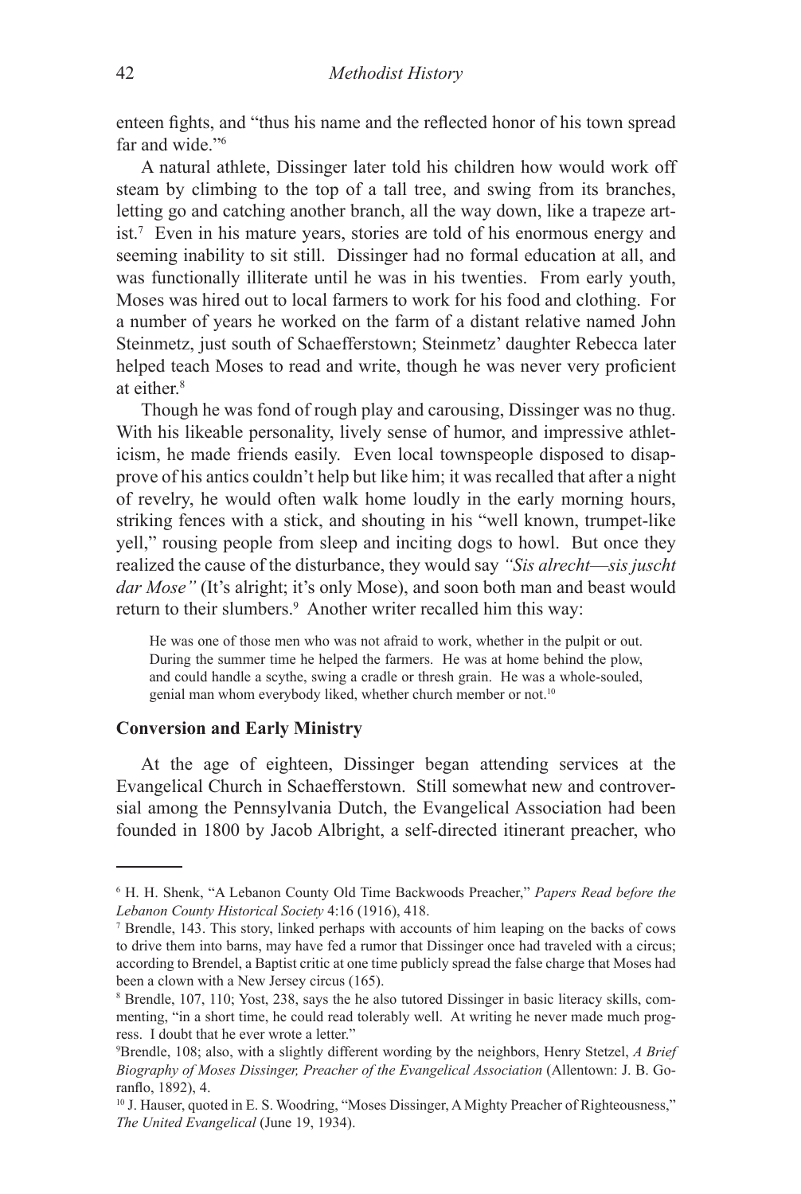enteen fights, and "thus his name and the reflected honor of his town spread far and wide."[6]

A natural athlete, Dissinger later told his children how would work off steam by climbing to the top of a tall tree, and swing from its branches, letting go and catching another branch, all the way down, like a trapeze artist.[7] Even in his mature years, stories are told of his enormous energy and seeming inability to sit still. Dissinger had no formal education at all, and was functionally illiterate until he was in his twenties. From early youth, Moses was hired out to local farmers to work for his food and clothing. For a number of years he worked on the farm of a distant relative named John Steinmetz, just south of Schaefferstown; Steinmetz' daughter Rebecca later helped teach Moses to read and write, though he was never very proficient at either.[8]

Though he was fond of rough play and carousing, Dissinger was no thug. With his likeable personality, lively sense of humor, and impressive athleticism, he made friends easily. Even local townspeople disposed to disapprove of his antics couldn't help but like him; it was recalled that after a night of revelry, he would often walk home loudly in the early morning hours, striking fences with a stick, and shouting in his "well known, trumpet-like yell," rousing people from sleep and inciting dogs to howl. But once they realized the cause of the disturbance, they would say *"Sis alrecht—sis juscht dar Mose"* (It's alright; it's only Mose), and soon both man and beast would return to their slumbers.[9] Another writer recalled him this way:

> He was one of those men who was not afraid to work, whether in the pulpit or out. During the summer time he helped the farmers. He was at home behind the plow, and could handle a scythe, swing a cradle or thresh grain. He was a whole-souled, genial man whom everybody liked, whether church member or not.[10]

**Conversion and Early Ministry**

At the age of eighteen, Dissinger began attending services at the Evangelical Church in Schaefferstown. Still somewhat new and controversial among the Pennsylvania Dutch, the Evangelical Association had been founded in 1800 by Jacob Albright, a self-directed itinerant preacher, who

---

[6] H. H. Shenk, "A Lebanon County Old Time Backwoods Preacher," *Papers Read before the Lebanon County Historical Society* 4:16 (1916), 418.

[7] Brendle, 143. This story, linked perhaps with accounts of him leaping on the backs of cows to drive them into barns, may have fed a rumor that Dissinger once had traveled with a circus; according to Brendel, a Baptist critic at one time publicly spread the false charge that Moses had been a clown with a New Jersey circus (165).

[8] Brendle, 107, 110; Yost, 238, says the he also tutored Dissinger in basic literacy skills, commenting, "in a short time, he could read tolerably well. At writing he never made much progress. I doubt that he ever wrote a letter."

[9] Brendle, 108; also, with a slightly different wording by the neighbors, Henry Stetzel, *A Brief Biography of Moses Dissinger, Preacher of the Evangelical Association* (Allentown: J. B. Goranflo, 1892), 4.

[10] J. Hauser, quoted in E. S. Woodring, "Moses Dissinger, A Mighty Preacher of Righteousness," *The United Evangelical* (June 19, 1934).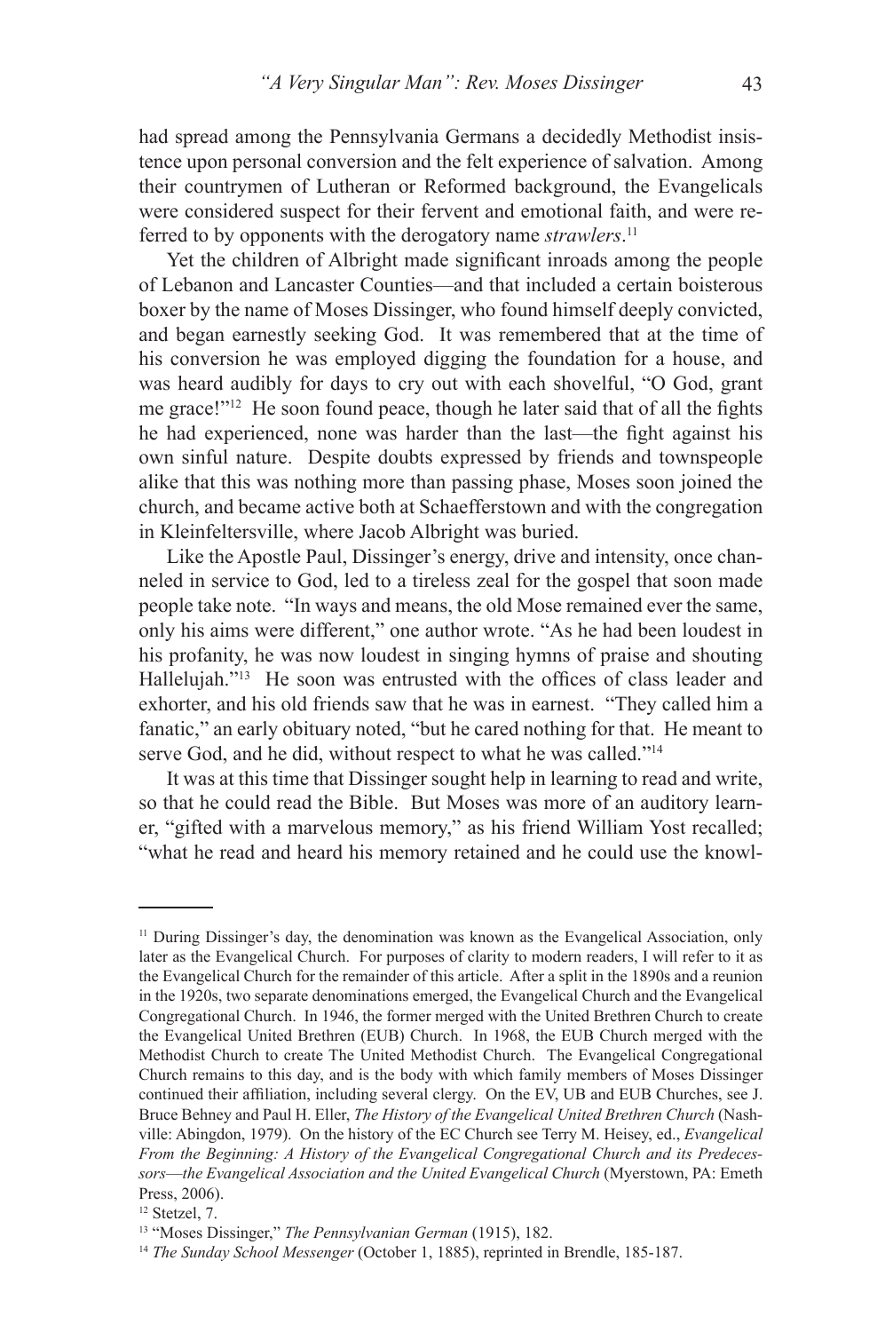had spread among the Pennsylvania Germans a decidedly Methodist insistence upon personal conversion and the felt experience of salvation. Among their countrymen of Lutheran or Reformed background, the Evangelicals were considered suspect for their fervent and emotional faith, and were referred to by opponents with the derogatory name *strawlers*.[11]

Yet the children of Albright made significant inroads among the people of Lebanon and Lancaster Counties—and that included a certain boisterous boxer by the name of Moses Dissinger, who found himself deeply convicted, and began earnestly seeking God. It was remembered that at the time of his conversion he was employed digging the foundation for a house, and was heard audibly for days to cry out with each shovelful, "O God, grant me grace!"[12] He soon found peace, though he later said that of all the fights he had experienced, none was harder than the last—the fight against his own sinful nature. Despite doubts expressed by friends and townspeople alike that this was nothing more than passing phase, Moses soon joined the church, and became active both at Schaefferstown and with the congregation in Kleinfeltersville, where Jacob Albright was buried.

Like the Apostle Paul, Dissinger's energy, drive and intensity, once channeled in service to God, led to a tireless zeal for the gospel that soon made people take note. "In ways and means, the old Mose remained ever the same, only his aims were different," one author wrote. "As he had been loudest in his profanity, he was now loudest in singing hymns of praise and shouting Hallelujah."[13] He soon was entrusted with the offices of class leader and exhorter, and his old friends saw that he was in earnest. "They called him a fanatic," an early obituary noted, "but he cared nothing for that. He meant to serve God, and he did, without respect to what he was called."[14]

It was at this time that Dissinger sought help in learning to read and write, so that he could read the Bible. But Moses was more of an auditory learner, "gifted with a marvelous memory," as his friend William Yost recalled; "what he read and heard his memory retained and he could use the knowl-

---

[11] During Dissinger's day, the denomination was known as the Evangelical Association, only later as the Evangelical Church. For purposes of clarity to modern readers, I will refer to it as the Evangelical Church for the remainder of this article. After a split in the 1890s and a reunion in the 1920s, two separate denominations emerged, the Evangelical Church and the Evangelical Congregational Church. In 1946, the former merged with the United Brethren Church to create the Evangelical United Brethren (EUB) Church. In 1968, the EUB Church merged with the Methodist Church to create The United Methodist Church. The Evangelical Congregational Church remains to this day, and is the body with which family members of Moses Dissinger continued their affiliation, including several clergy. On the EV, UB and EUB Churches, see J. Bruce Behney and Paul H. Eller, *The History of the Evangelical United Brethren Church* (Nashville: Abingdon, 1979). On the history of the EC Church see Terry M. Heisey, ed., *Evangelical From the Beginning: A History of the Evangelical Congregational Church and its Predecessors—the Evangelical Association and the United Evangelical Church* (Myerstown, PA: Emeth Press, 2006).

[12] Stetzel, 7.

[13] "Moses Dissinger," *The Pennsylvanian German* (1915), 182.

[14] *The Sunday School Messenger* (October 1, 1885), reprinted in Brendle, 185-187.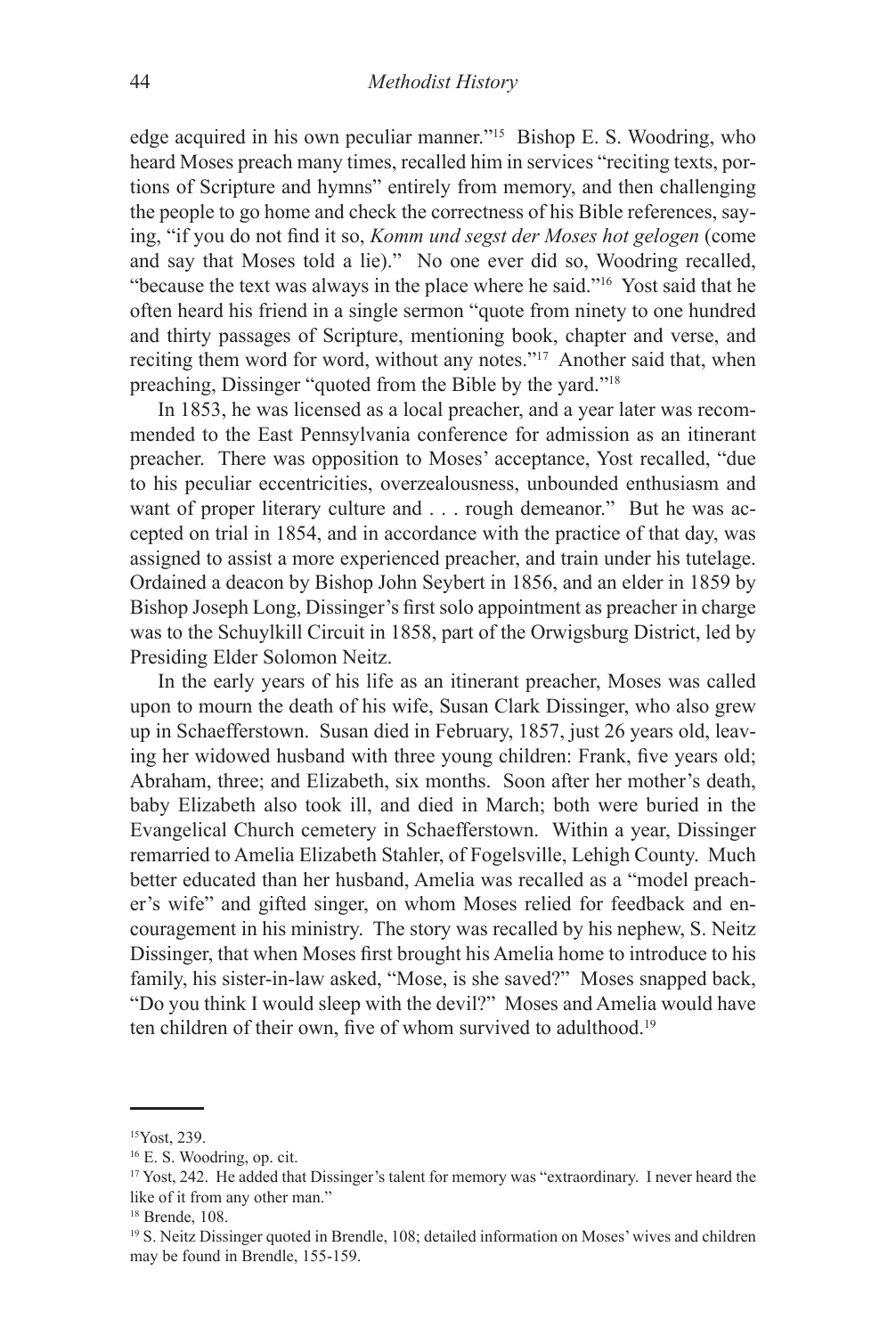edge acquired in his own peculiar manner."[15] Bishop E. S. Woodring, who heard Moses preach many times, recalled him in services "reciting texts, portions of Scripture and hymns" entirely from memory, and then challenging the people to go home and check the correctness of his Bible references, saying, "if you do not find it so, *Komm und segst der Moses hot gelogen* (come and say that Moses told a lie)." No one ever did so, Woodring recalled, "because the text was always in the place where he said."[16] Yost said that he often heard his friend in a single sermon "quote from ninety to one hundred and thirty passages of Scripture, mentioning book, chapter and verse, and reciting them word for word, without any notes."[17] Another said that, when preaching, Dissinger "quoted from the Bible by the yard."[18]

In 1853, he was licensed as a local preacher, and a year later was recommended to the East Pennsylvania conference for admission as an itinerant preacher. There was opposition to Moses' acceptance, Yost recalled, "due to his peculiar eccentricities, overzealousness, unbounded enthusiasm and want of proper literary culture and . . . rough demeanor." But he was accepted on trial in 1854, and in accordance with the practice of that day, was assigned to assist a more experienced preacher, and train under his tutelage. Ordained a deacon by Bishop John Seybert in 1856, and an elder in 1859 by Bishop Joseph Long, Dissinger's first solo appointment as preacher in charge was to the Schuylkill Circuit in 1858, part of the Orwigsburg District, led by Presiding Elder Solomon Neitz.

In the early years of his life as an itinerant preacher, Moses was called upon to mourn the death of his wife, Susan Clark Dissinger, who also grew up in Schaefferstown. Susan died in February, 1857, just 26 years old, leaving her widowed husband with three young children: Frank, five years old; Abraham, three; and Elizabeth, six months. Soon after her mother's death, baby Elizabeth also took ill, and died in March; both were buried in the Evangelical Church cemetery in Schaefferstown. Within a year, Dissinger remarried to Amelia Elizabeth Stahler, of Fogelsville, Lehigh County. Much better educated than her husband, Amelia was recalled as a "model preacher's wife" and gifted singer, on whom Moses relied for feedback and encouragement in his ministry. The story was recalled by his nephew, S. Neitz Dissinger, that when Moses first brought his Amelia home to introduce to his family, his sister-in-law asked, "Mose, is she saved?" Moses snapped back, "Do you think I would sleep with the devil?" Moses and Amelia would have ten children of their own, five of whom survived to adulthood.[19]

---

[15] Yost, 239.

[16] E. S. Woodring, op. cit.

[17] Yost, 242. He added that Dissinger's talent for memory was "extraordinary. I never heard the like of it from any other man."

[18] Brende, 108.

[19] S. Neitz Dissinger quoted in Brendle, 108; detailed information on Moses' wives and children may be found in Brendle, 155-159.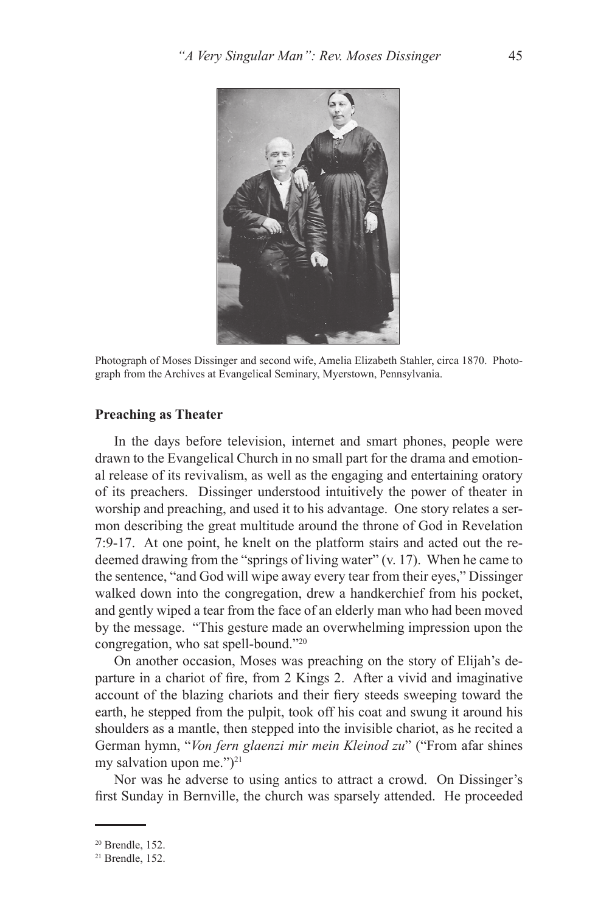Photograph of Moses Dissinger and second wife, Amelia Elizabeth Stahler, circa 1870. Photograph from the Archives at Evangelical Seminary, Myerstown, Pennsylvania.

### Preaching as Theater

In the days before television, internet and smart phones, people were drawn to the Evangelical Church in no small part for the drama and emotional release of its revivalism, as well as the engaging and entertaining oratory of its preachers. Dissinger understood intuitively the power of theater in worship and preaching, and used it to his advantage. One story relates a sermon describing the great multitude around the throne of God in Revelation 7:9-17. At one point, he knelt on the platform stairs and acted out the redeemed drawing from the "springs of living water" (v. 17). When he came to the sentence, "and God will wipe away every tear from their eyes," Dissinger walked down into the congregation, drew a handkerchief from his pocket, and gently wiped a tear from the face of an elderly man who had been moved by the message. "This gesture made an overwhelming impression upon the congregation, who sat spell-bound."[20]

On another occasion, Moses was preaching on the story of Elijah's departure in a chariot of fire, from 2 Kings 2. After a vivid and imaginative account of the blazing chariots and their fiery steeds sweeping toward the earth, he stepped from the pulpit, took off his coat and swung it around his shoulders as a mantle, then stepped into the invisible chariot, as he recited a German hymn, "*Von fern glaenzi mir mein Kleinod zu*" ("From afar shines my salvation upon me.")[21]

Nor was he adverse to using antics to attract a crowd. On Dissinger's first Sunday in Bernville, the church was sparsely attended. He proceeded

---

[20] Brendle, 152.

[21] Brendle, 152.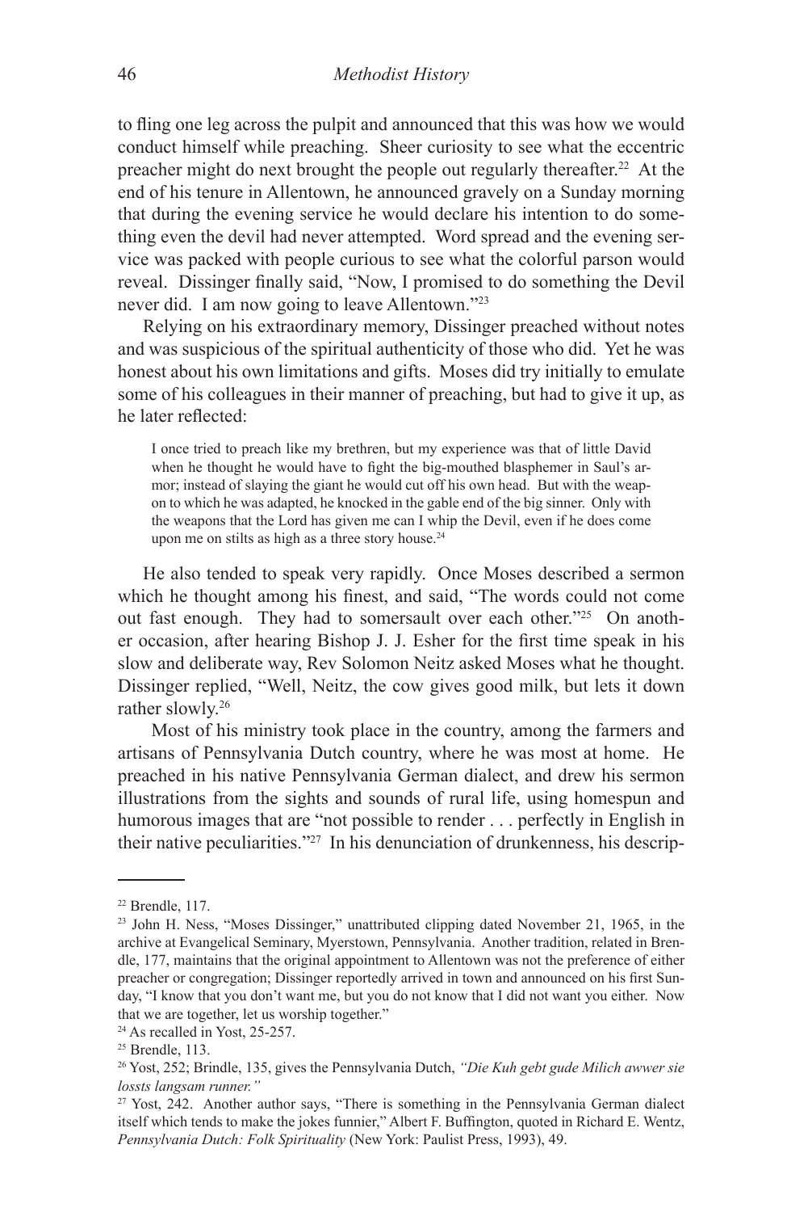to fling one leg across the pulpit and announced that this was how we would conduct himself while preaching. Sheer curiosity to see what the eccentric preacher might do next brought the people out regularly thereafter.[22] At the end of his tenure in Allentown, he announced gravely on a Sunday morning that during the evening service he would declare his intention to do something even the devil had never attempted. Word spread and the evening service was packed with people curious to see what the colorful parson would reveal. Dissinger finally said, "Now, I promised to do something the Devil never did. I am now going to leave Allentown."[23]

Relying on his extraordinary memory, Dissinger preached without notes and was suspicious of the spiritual authenticity of those who did. Yet he was honest about his own limitations and gifts. Moses did try initially to emulate some of his colleagues in their manner of preaching, but had to give it up, as he later reflected:

> I once tried to preach like my brethren, but my experience was that of little David when he thought he would have to fight the big-mouthed blasphemer in Saul's armor; instead of slaying the giant he would cut off his own head. But with the weapon to which he was adapted, he knocked in the gable end of the big sinner. Only with the weapons that the Lord has given me can I whip the Devil, even if he does come upon me on stilts as high as a three story house.[24]

He also tended to speak very rapidly. Once Moses described a sermon which he thought among his finest, and said, "The words could not come out fast enough. They had to somersault over each other."[25] On another occasion, after hearing Bishop J. J. Esher for the first time speak in his slow and deliberate way, Rev Solomon Neitz asked Moses what he thought. Dissinger replied, "Well, Neitz, the cow gives good milk, but lets it down rather slowly.[26]

Most of his ministry took place in the country, among the farmers and artisans of Pennsylvania Dutch country, where he was most at home. He preached in his native Pennsylvania German dialect, and drew his sermon illustrations from the sights and sounds of rural life, using homespun and humorous images that are "not possible to render . . . perfectly in English in their native peculiarities."[27] In his denunciation of drunkenness, his descrip-

---

[22] Brendle, 117.

[23] John H. Ness, "Moses Dissinger," unattributed clipping dated November 21, 1965, in the archive at Evangelical Seminary, Myerstown, Pennsylvania. Another tradition, related in Brendle, 177, maintains that the original appointment to Allentown was not the preference of either preacher or congregation; Dissinger reportedly arrived in town and announced on his first Sunday, "I know that you don't want me, but you do not know that I did not want you either. Now that we are together, let us worship together."

[24] As recalled in Yost, 25-257.

[25] Brendle, 113.

[26] Yost, 252; Brindle, 135, gives the Pennsylvania Dutch, *"Die Kuh gebt gude Milich awwer sie lossts langsam runner."*

[27] Yost, 242. Another author says, "There is something in the Pennsylvania German dialect itself which tends to make the jokes funnier," Albert F. Buffington, quoted in Richard E. Wentz, *Pennsylvania Dutch: Folk Spirituality* (New York: Paulist Press, 1993), 49.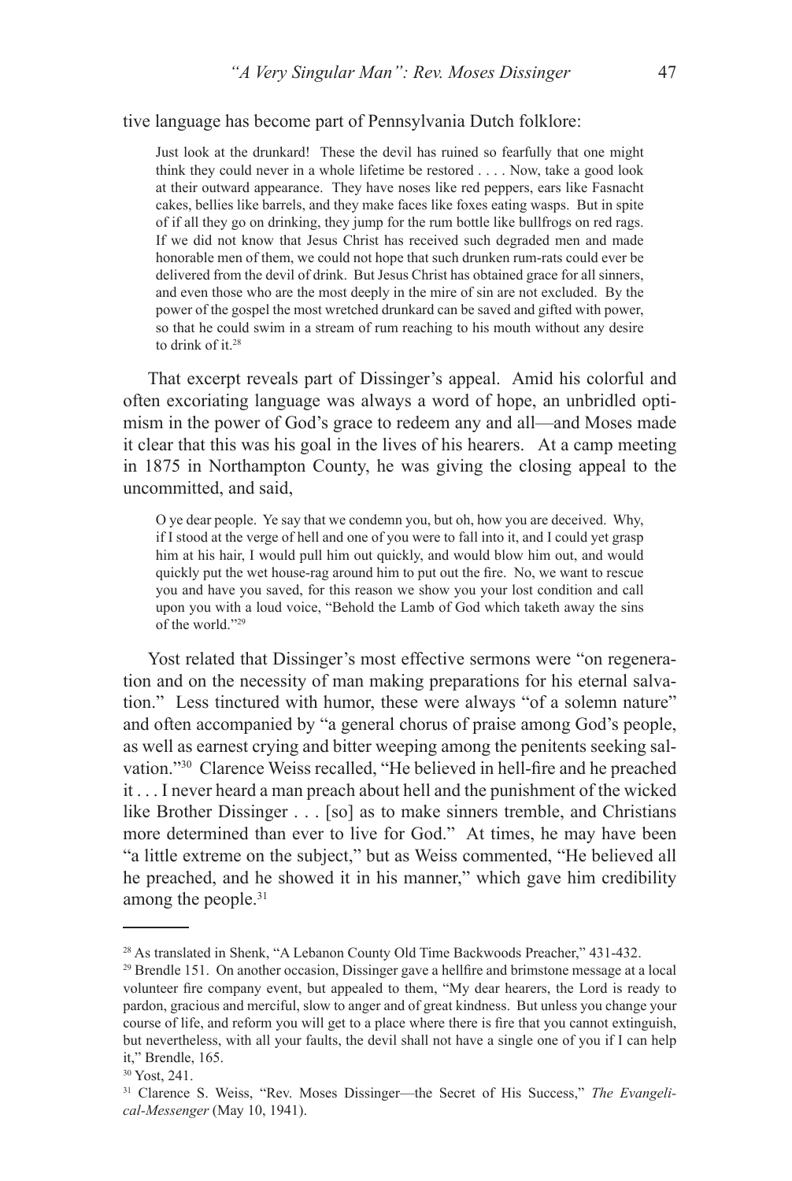tive language has become part of Pennsylvania Dutch folklore:

> Just look at the drunkard! These the devil has ruined so fearfully that one might think they could never in a whole lifetime be restored . . . . Now, take a good look at their outward appearance. They have noses like red peppers, ears like Fasnacht cakes, bellies like barrels, and they make faces like foxes eating wasps. But in spite of if all they go on drinking, they jump for the rum bottle like bullfrogs on red rags. If we did not know that Jesus Christ has received such degraded men and made honorable men of them, we could not hope that such drunken rum-rats could ever be delivered from the devil of drink. But Jesus Christ has obtained grace for all sinners, and even those who are the most deeply in the mire of sin are not excluded. By the power of the gospel the most wretched drunkard can be saved and gifted with power, so that he could swim in a stream of rum reaching to his mouth without any desire to drink of it.[28]

That excerpt reveals part of Dissinger's appeal. Amid his colorful and often excoriating language was always a word of hope, an unbridled optimism in the power of God's grace to redeem any and all—and Moses made it clear that this was his goal in the lives of his hearers. At a camp meeting in 1875 in Northampton County, he was giving the closing appeal to the uncommitted, and said,

> O ye dear people. Ye say that we condemn you, but oh, how you are deceived. Why, if I stood at the verge of hell and one of you were to fall into it, and I could yet grasp him at his hair, I would pull him out quickly, and would blow him out, and would quickly put the wet house-rag around him to put out the fire. No, we want to rescue you and have you saved, for this reason we show you your lost condition and call upon you with a loud voice, "Behold the Lamb of God which taketh away the sins of the world."[29]

Yost related that Dissinger's most effective sermons were "on regeneration and on the necessity of man making preparations for his eternal salvation." Less tinctured with humor, these were always "of a solemn nature" and often accompanied by "a general chorus of praise among God's people, as well as earnest crying and bitter weeping among the penitents seeking salvation."[30] Clarence Weiss recalled, "He believed in hell-fire and he preached it . . . I never heard a man preach about hell and the punishment of the wicked like Brother Dissinger . . . [so] as to make sinners tremble, and Christians more determined than ever to live for God." At times, he may have been "a little extreme on the subject," but as Weiss commented, "He believed all he preached, and he showed it in his manner," which gave him credibility among the people.[31]

---

[28] As translated in Shenk, "A Lebanon County Old Time Backwoods Preacher," 431-432.

[29] Brendle 151. On another occasion, Dissinger gave a hellfire and brimstone message at a local volunteer fire company event, but appealed to them, "My dear hearers, the Lord is ready to pardon, gracious and merciful, slow to anger and of great kindness. But unless you change your course of life, and reform you will get to a place where there is fire that you cannot extinguish, but nevertheless, with all your faults, the devil shall not have a single one of you if I can help it," Brendle, 165.

[30] Yost, 241.

[31] Clarence S. Weiss, "Rev. Moses Dissinger—the Secret of His Success," *The Evangelical-Messenger* (May 10, 1941).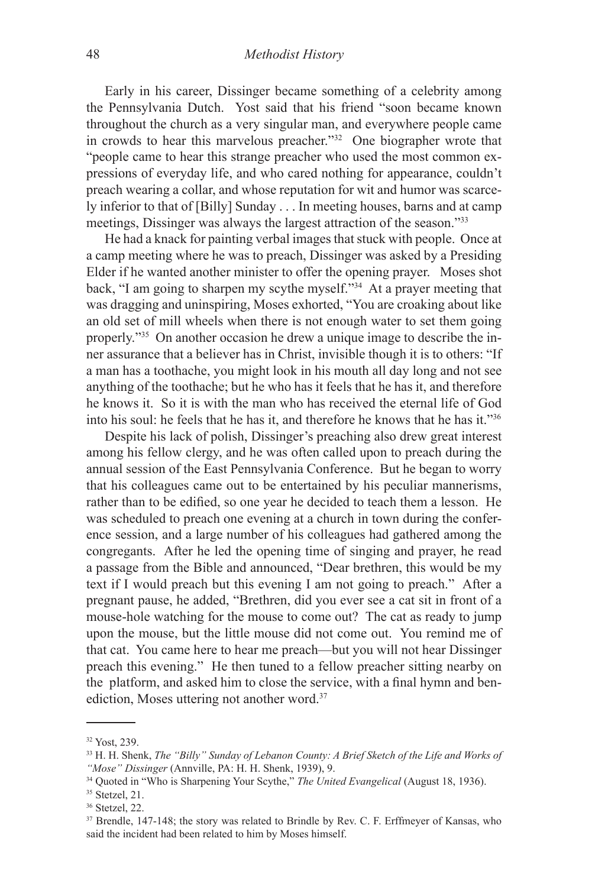Early in his career, Dissinger became something of a celebrity among the Pennsylvania Dutch. Yost said that his friend "soon became known throughout the church as a very singular man, and everywhere people came in crowds to hear this marvelous preacher."[32] One biographer wrote that "people came to hear this strange preacher who used the most common expressions of everyday life, and who cared nothing for appearance, couldn't preach wearing a collar, and whose reputation for wit and humor was scarcely inferior to that of [Billy] Sunday . . . In meeting houses, barns and at camp meetings, Dissinger was always the largest attraction of the season."[33]

He had a knack for painting verbal images that stuck with people. Once at a camp meeting where he was to preach, Dissinger was asked by a Presiding Elder if he wanted another minister to offer the opening prayer. Moses shot back, "I am going to sharpen my scythe myself."[34] At a prayer meeting that was dragging and uninspiring, Moses exhorted, "You are croaking about like an old set of mill wheels when there is not enough water to set them going properly."[35] On another occasion he drew a unique image to describe the inner assurance that a believer has in Christ, invisible though it is to others: "If a man has a toothache, you might look in his mouth all day long and not see anything of the toothache; but he who has it feels that he has it, and therefore he knows it. So it is with the man who has received the eternal life of God into his soul: he feels that he has it, and therefore he knows that he has it."[36]

Despite his lack of polish, Dissinger's preaching also drew great interest among his fellow clergy, and he was often called upon to preach during the annual session of the East Pennsylvania Conference. But he began to worry that his colleagues came out to be entertained by his peculiar mannerisms, rather than to be edified, so one year he decided to teach them a lesson. He was scheduled to preach one evening at a church in town during the conference session, and a large number of his colleagues had gathered among the congregants. After he led the opening time of singing and prayer, he read a passage from the Bible and announced, "Dear brethren, this would be my text if I would preach but this evening I am not going to preach." After a pregnant pause, he added, "Brethren, did you ever see a cat sit in front of a mouse-hole watching for the mouse to come out? The cat as ready to jump upon the mouse, but the little mouse did not come out. You remind me of that cat. You came here to hear me preach—but you will not hear Dissinger preach this evening." He then tuned to a fellow preacher sitting nearby on the platform, and asked him to close the service, with a final hymn and benediction, Moses uttering not another word.[37]

---

[32] Yost, 239.

[33] H. H. Shenk, *The "Billy" Sunday of Lebanon County: A Brief Sketch of the Life and Works of "Mose" Dissinger* (Annville, PA: H. H. Shenk, 1939), 9.

[34] Quoted in "Who is Sharpening Your Scythe," *The United Evangelical* (August 18, 1936).

[35] Stetzel, 21.

[36] Stetzel, 22.

[37] Brendle, 147-148; the story was related to Brindle by Rev. C. F. Erffmeyer of Kansas, who said the incident had been related to him by Moses himself.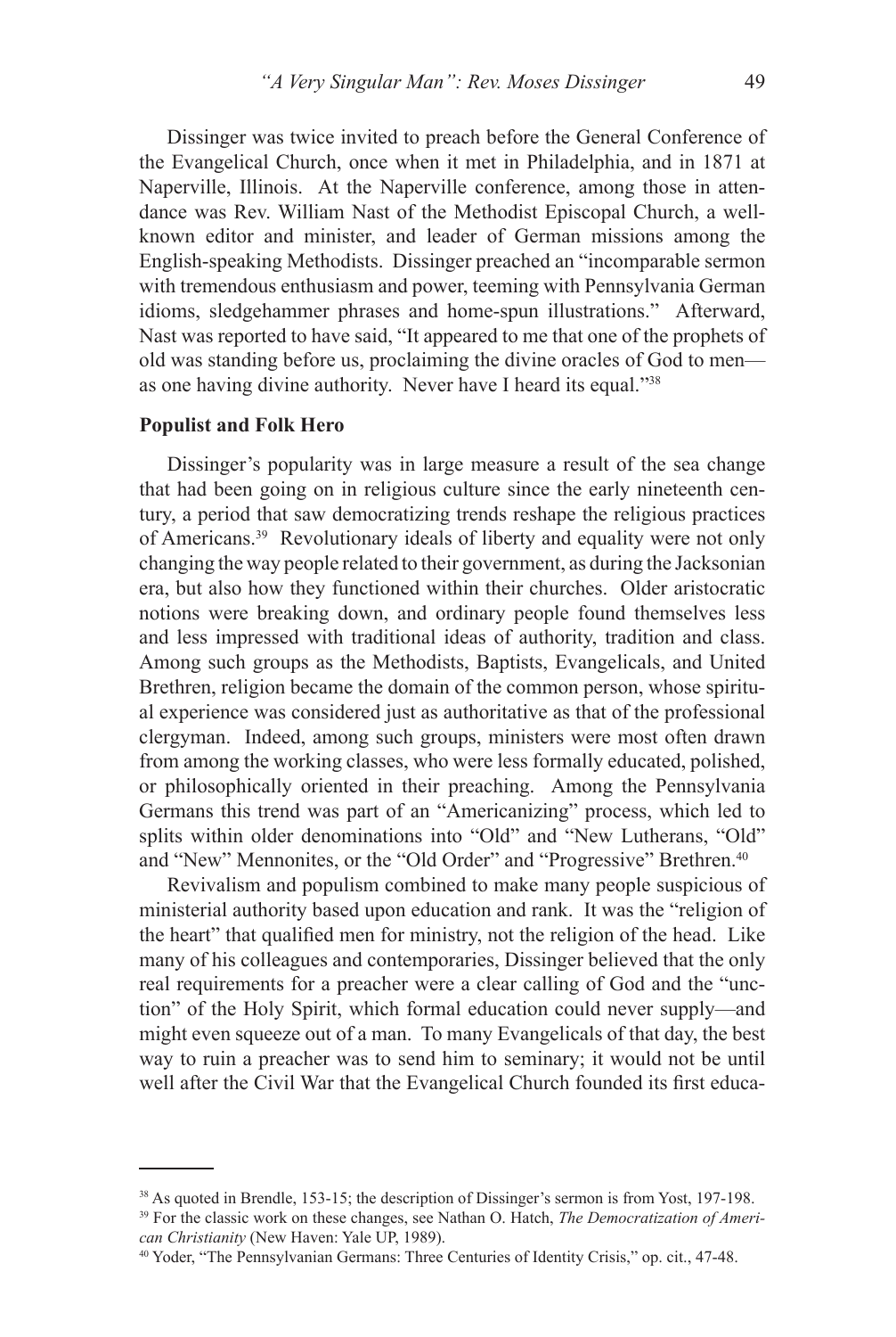Dissinger was twice invited to preach before the General Conference of the Evangelical Church, once when it met in Philadelphia, and in 1871 at Naperville, Illinois. At the Naperville conference, among those in attendance was Rev. William Nast of the Methodist Episcopal Church, a well-known editor and minister, and leader of German missions among the English-speaking Methodists. Dissinger preached an "incomparable sermon with tremendous enthusiasm and power, teeming with Pennsylvania German idioms, sledgehammer phrases and home-spun illustrations." Afterward, Nast was reported to have said, "It appeared to me that one of the prophets of old was standing before us, proclaiming the divine oracles of God to men—as one having divine authority. Never have I heard its equal."[38]

**Populist and Folk Hero**

Dissinger's popularity was in large measure a result of the sea change that had been going on in religious culture since the early nineteenth century, a period that saw democratizing trends reshape the religious practices of Americans.[39] Revolutionary ideals of liberty and equality were not only changing the way people related to their government, as during the Jacksonian era, but also how they functioned within their churches. Older aristocratic notions were breaking down, and ordinary people found themselves less and less impressed with traditional ideas of authority, tradition and class. Among such groups as the Methodists, Baptists, Evangelicals, and United Brethren, religion became the domain of the common person, whose spiritual experience was considered just as authoritative as that of the professional clergyman. Indeed, among such groups, ministers were most often drawn from among the working classes, who were less formally educated, polished, or philosophically oriented in their preaching. Among the Pennsylvania Germans this trend was part of an "Americanizing" process, which led to splits within older denominations into "Old" and "New Lutherans, "Old" and "New" Mennonites, or the "Old Order" and "Progressive" Brethren.[40]

Revivalism and populism combined to make many people suspicious of ministerial authority based upon education and rank. It was the "religion of the heart" that qualified men for ministry, not the religion of the head. Like many of his colleagues and contemporaries, Dissinger believed that the only real requirements for a preacher were a clear calling of God and the "unction" of the Holy Spirit, which formal education could never supply—and might even squeeze out of a man. To many Evangelicals of that day, the best way to ruin a preacher was to send him to seminary; it would not be until well after the Civil War that the Evangelical Church founded its first educa-

---

[38] As quoted in Brendle, 153-15; the description of Dissinger's sermon is from Yost, 197-198.

[39] For the classic work on these changes, see Nathan O. Hatch, *The Democratization of American Christianity* (New Haven: Yale UP, 1989).

[40] Yoder, "The Pennsylvanian Germans: Three Centuries of Identity Crisis," op. cit., 47-48.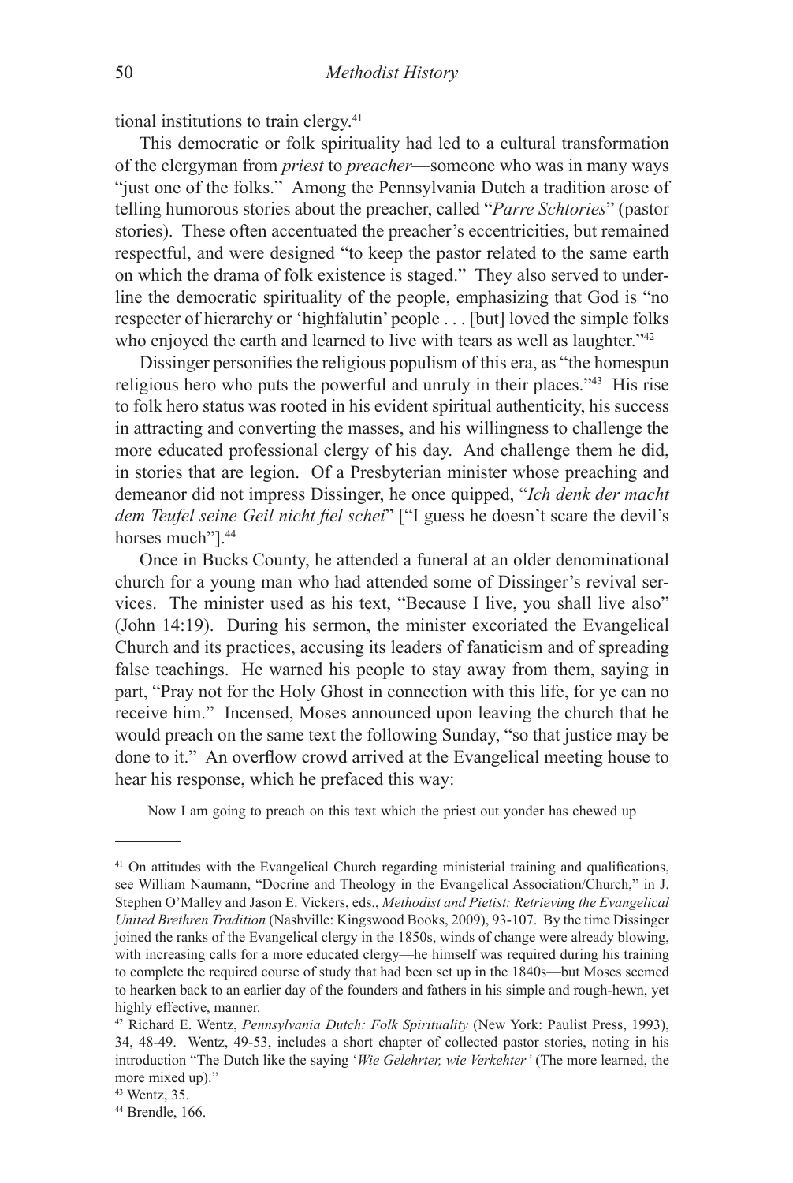tional institutions to train clergy.[41]

This democratic or folk spirituality had led to a cultural transformation of the clergyman from *priest* to *preacher*—someone who was in many ways "just one of the folks." Among the Pennsylvania Dutch a tradition arose of telling humorous stories about the preacher, called "*Parre Schtories*" (pastor stories). These often accentuated the preacher's eccentricities, but remained respectful, and were designed "to keep the pastor related to the same earth on which the drama of folk existence is staged." They also served to underline the democratic spirituality of the people, emphasizing that God is "no respecter of hierarchy or 'highfalutin' people . . . [but] loved the simple folks who enjoyed the earth and learned to live with tears as well as laughter."[42]

Dissinger personifies the religious populism of this era, as "the homespun religious hero who puts the powerful and unruly in their places."[43] His rise to folk hero status was rooted in his evident spiritual authenticity, his success in attracting and converting the masses, and his willingness to challenge the more educated professional clergy of his day. And challenge them he did, in stories that are legion. Of a Presbyterian minister whose preaching and demeanor did not impress Dissinger, he once quipped, "*Ich denk der macht dem Teufel seine Geil nicht fiel schei*" ["I guess he doesn't scare the devil's horses much"].[44]

Once in Bucks County, he attended a funeral at an older denominational church for a young man who had attended some of Dissinger's revival services. The minister used as his text, "Because I live, you shall live also" (John 14:19). During his sermon, the minister excoriated the Evangelical Church and its practices, accusing its leaders of fanaticism and of spreading false teachings. He warned his people to stay away from them, saying in part, "Pray not for the Holy Ghost in connection with this life, for ye can no receive him." Incensed, Moses announced upon leaving the church that he would preach on the same text the following Sunday, "so that justice may be done to it." An overflow crowd arrived at the Evangelical meeting house to hear his response, which he prefaced this way:

> Now I am going to preach on this text which the priest out yonder has chewed up

---

[41] On attitudes with the Evangelical Church regarding ministerial training and qualifications, see William Naumann, "Docrine and Theology in the Evangelical Association/Church," in J. Stephen O'Malley and Jason E. Vickers, eds., *Methodist and Pietist: Retrieving the Evangelical United Brethren Tradition* (Nashville: Kingswood Books, 2009), 93-107. By the time Dissinger joined the ranks of the Evangelical clergy in the 1850s, winds of change were already blowing, with increasing calls for a more educated clergy—he himself was required during his training to complete the required course of study that had been set up in the 1840s—but Moses seemed to hearken back to an earlier day of the founders and fathers in his simple and rough-hewn, yet highly effective, manner.

[42] Richard E. Wentz, *Pennsylvania Dutch: Folk Spirituality* (New York: Paulist Press, 1993), 34, 48-49. Wentz, 49-53, includes a short chapter of collected pastor stories, noting in his introduction "The Dutch like the saying '*Wie Gelehrter, wie Verkehter'* (The more learned, the more mixed up)."

[43] Wentz, 35.

[44] Brendle, 166.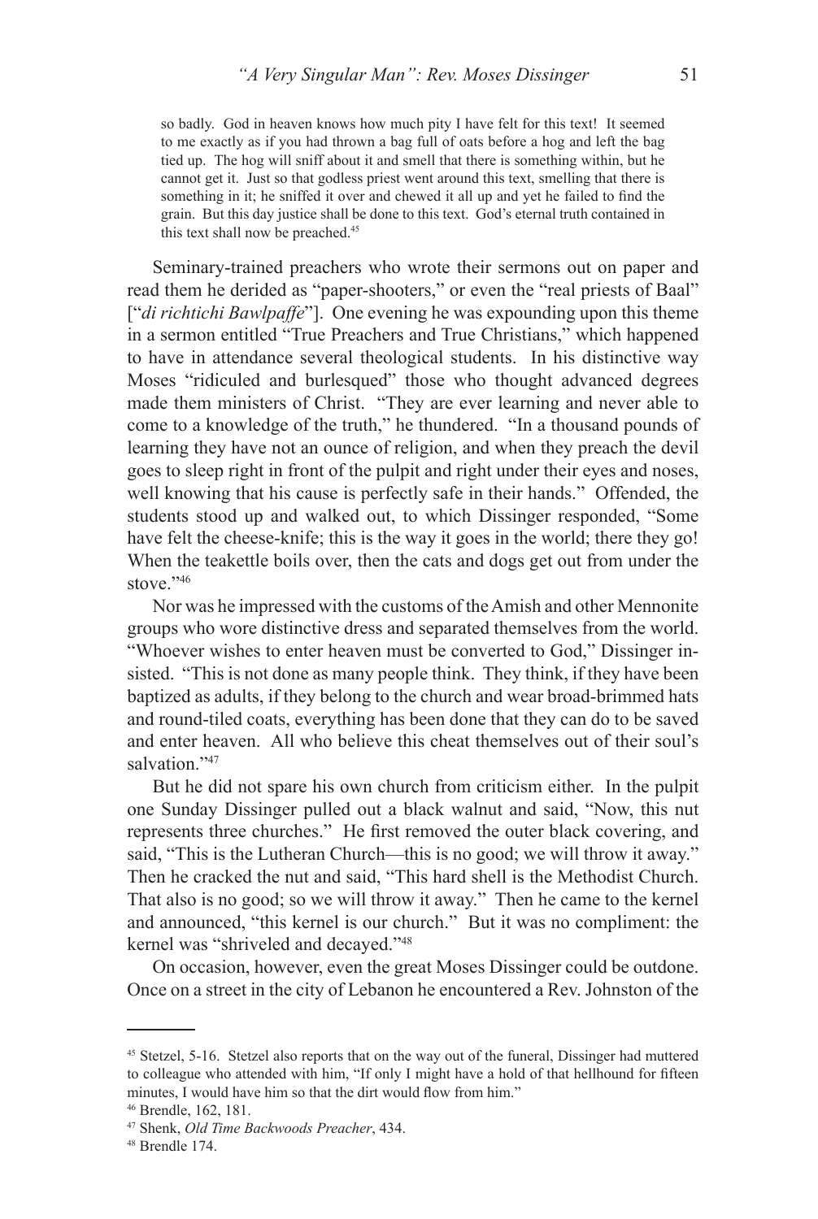so badly. God in heaven knows how much pity I have felt for this text! It seemed to me exactly as if you had thrown a bag full of oats before a hog and left the bag tied up. The hog will sniff about it and smell that there is something within, but he cannot get it. Just so that godless priest went around this text, smelling that there is something in it; he sniffed it over and chewed it all up and yet he failed to find the grain. But this day justice shall be done to this text. God's eternal truth contained in this text shall now be preached.[45]

Seminary-trained preachers who wrote their sermons out on paper and read them he derided as "paper-shooters," or even the "real priests of Baal" ["*di richtichi Bawlpaffe*"]. One evening he was expounding upon this theme in a sermon entitled "True Preachers and True Christians," which happened to have in attendance several theological students. In his distinctive way Moses "ridiculed and burlesqued" those who thought advanced degrees made them ministers of Christ. "They are ever learning and never able to come to a knowledge of the truth," he thundered. "In a thousand pounds of learning they have not an ounce of religion, and when they preach the devil goes to sleep right in front of the pulpit and right under their eyes and noses, well knowing that his cause is perfectly safe in their hands." Offended, the students stood up and walked out, to which Dissinger responded, "Some have felt the cheese-knife; this is the way it goes in the world; there they go! When the teakettle boils over, then the cats and dogs get out from under the stove."[46]

Nor was he impressed with the customs of the Amish and other Mennonite groups who wore distinctive dress and separated themselves from the world. "Whoever wishes to enter heaven must be converted to God," Dissinger insisted. "This is not done as many people think. They think, if they have been baptized as adults, if they belong to the church and wear broad-brimmed hats and round-tiled coats, everything has been done that they can do to be saved and enter heaven. All who believe this cheat themselves out of their soul's salvation."[47]

But he did not spare his own church from criticism either. In the pulpit one Sunday Dissinger pulled out a black walnut and said, "Now, this nut represents three churches." He first removed the outer black covering, and said, "This is the Lutheran Church—this is no good; we will throw it away." Then he cracked the nut and said, "This hard shell is the Methodist Church. That also is no good; so we will throw it away." Then he came to the kernel and announced, "this kernel is our church." But it was no compliment: the kernel was "shriveled and decayed."[48]

On occasion, however, even the great Moses Dissinger could be outdone. Once on a street in the city of Lebanon he encountered a Rev. Johnston of the

---

[45] Stetzel, 5-16. Stetzel also reports that on the way out of the funeral, Dissinger had muttered to colleague who attended with him, "If only I might have a hold of that hellhound for fifteen minutes, I would have him so that the dirt would flow from him."

[46] Brendle, 162, 181.

[47] Shenk, *Old Time Backwoods Preacher*, 434.

[48] Brendle 174.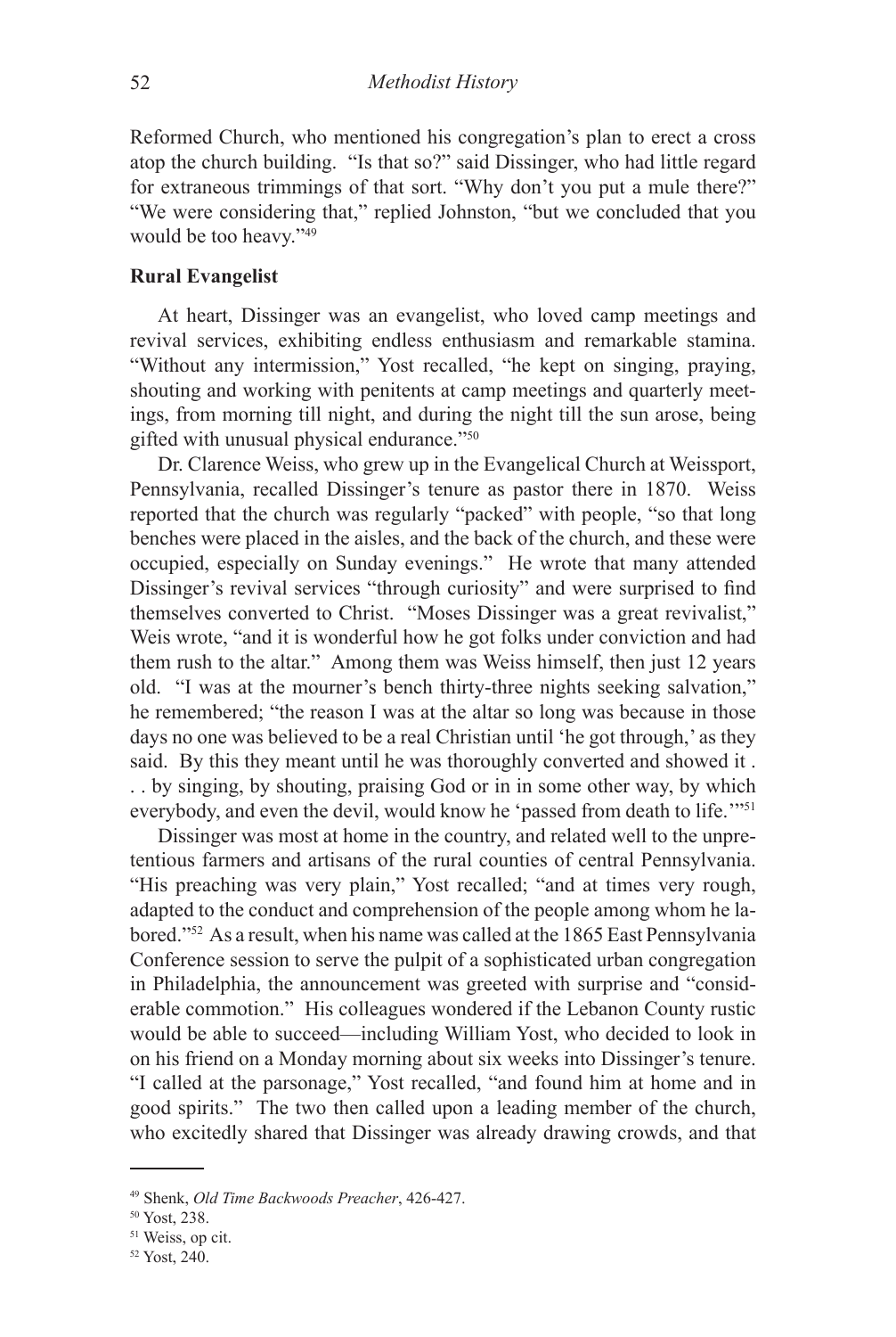Reformed Church, who mentioned his congregation's plan to erect a cross atop the church building. "Is that so?" said Dissinger, who had little regard for extraneous trimmings of that sort. "Why don't you put a mule there?" "We were considering that," replied Johnston, "but we concluded that you would be too heavy."[49]

**Rural Evangelist**

At heart, Dissinger was an evangelist, who loved camp meetings and revival services, exhibiting endless enthusiasm and remarkable stamina. "Without any intermission," Yost recalled, "he kept on singing, praying, shouting and working with penitents at camp meetings and quarterly meetings, from morning till night, and during the night till the sun arose, being gifted with unusual physical endurance."[50]

Dr. Clarence Weiss, who grew up in the Evangelical Church at Weissport, Pennsylvania, recalled Dissinger's tenure as pastor there in 1870. Weiss reported that the church was regularly "packed" with people, "so that long benches were placed in the aisles, and the back of the church, and these were occupied, especially on Sunday evenings." He wrote that many attended Dissinger's revival services "through curiosity" and were surprised to find themselves converted to Christ. "Moses Dissinger was a great revivalist," Weis wrote, "and it is wonderful how he got folks under conviction and had them rush to the altar." Among them was Weiss himself, then just 12 years old. "I was at the mourner's bench thirty-three nights seeking salvation," he remembered; "the reason I was at the altar so long was because in those days no one was believed to be a real Christian until 'he got through,' as they said. By this they meant until he was thoroughly converted and showed it . . . by singing, by shouting, praising God or in in some other way, by which everybody, and even the devil, would know he 'passed from death to life.'"[51]

Dissinger was most at home in the country, and related well to the unpretentious farmers and artisans of the rural counties of central Pennsylvania. "His preaching was very plain," Yost recalled; "and at times very rough, adapted to the conduct and comprehension of the people among whom he labored."[52] As a result, when his name was called at the 1865 East Pennsylvania Conference session to serve the pulpit of a sophisticated urban congregation in Philadelphia, the announcement was greeted with surprise and "considerable commotion." His colleagues wondered if the Lebanon County rustic would be able to succeed—including William Yost, who decided to look in on his friend on a Monday morning about six weeks into Dissinger's tenure. "I called at the parsonage," Yost recalled, "and found him at home and in good spirits." The two then called upon a leading member of the church, who excitedly shared that Dissinger was already drawing crowds, and that

---

[49] Shenk, *Old Time Backwoods Preacher*, 426-427.

[50] Yost, 238.

[51] Weiss, op cit.

[52] Yost, 240.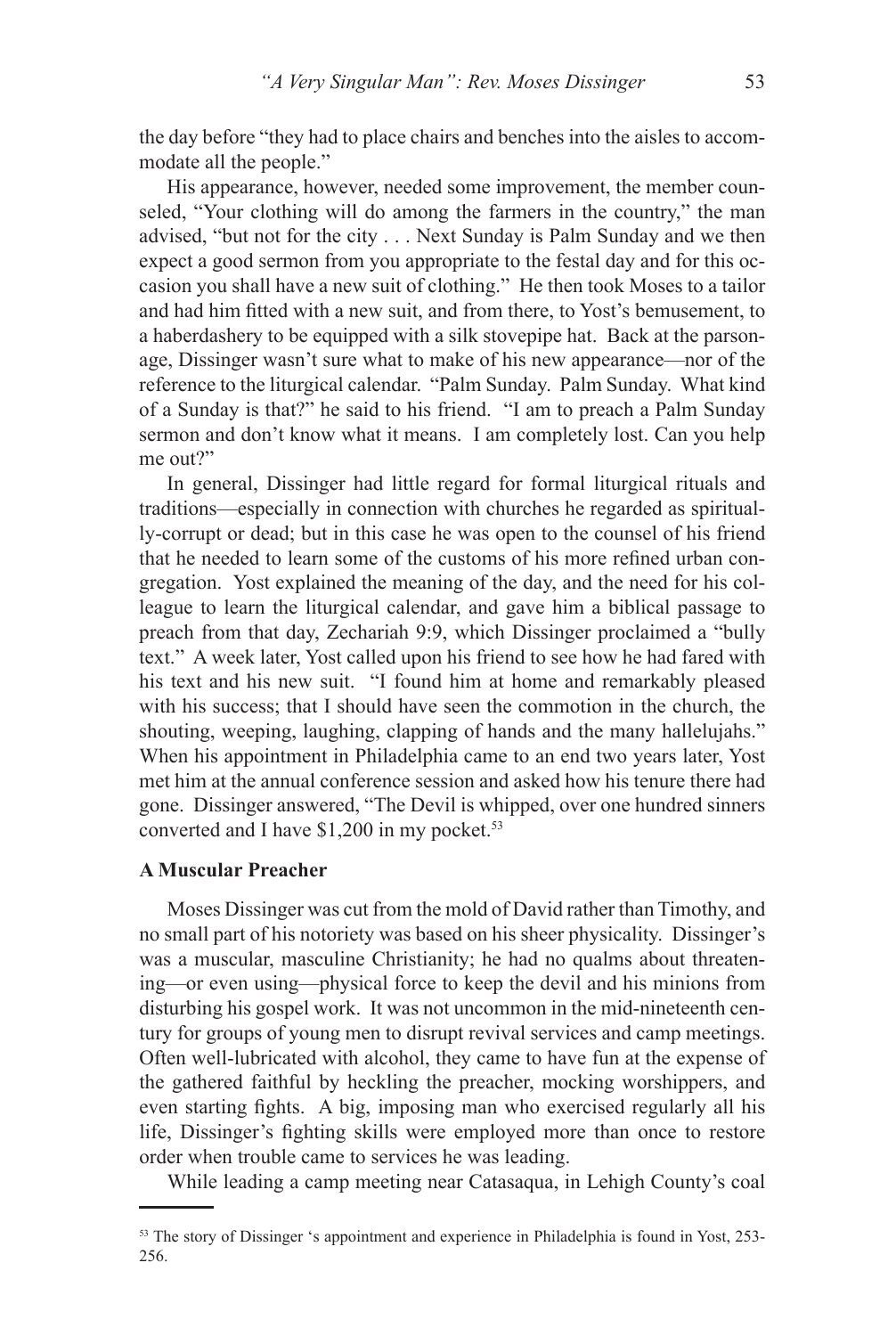the day before "they had to place chairs and benches into the aisles to accommodate all the people."

His appearance, however, needed some improvement, the member counseled, "Your clothing will do among the farmers in the country," the man advised, "but not for the city . . . Next Sunday is Palm Sunday and we then expect a good sermon from you appropriate to the festal day and for this occasion you shall have a new suit of clothing." He then took Moses to a tailor and had him fitted with a new suit, and from there, to Yost's bemusement, to a haberdashery to be equipped with a silk stovepipe hat. Back at the parsonage, Dissinger wasn't sure what to make of his new appearance—nor of the reference to the liturgical calendar. "Palm Sunday. Palm Sunday. What kind of a Sunday is that?" he said to his friend. "I am to preach a Palm Sunday sermon and don't know what it means. I am completely lost. Can you help me out?"

In general, Dissinger had little regard for formal liturgical rituals and traditions—especially in connection with churches he regarded as spiritually-corrupt or dead; but in this case he was open to the counsel of his friend that he needed to learn some of the customs of his more refined urban congregation. Yost explained the meaning of the day, and the need for his colleague to learn the liturgical calendar, and gave him a biblical passage to preach from that day, Zechariah 9:9, which Dissinger proclaimed a "bully text." A week later, Yost called upon his friend to see how he had fared with his text and his new suit. "I found him at home and remarkably pleased with his success; that I should have seen the commotion in the church, the shouting, weeping, laughing, clapping of hands and the many hallelujahs." When his appointment in Philadelphia came to an end two years later, Yost met him at the annual conference session and asked how his tenure there had gone. Dissinger answered, "The Devil is whipped, over one hundred sinners converted and I have $1,200 in my pocket.[53]

**A Muscular Preacher**

Moses Dissinger was cut from the mold of David rather than Timothy, and no small part of his notoriety was based on his sheer physicality. Dissinger's was a muscular, masculine Christianity; he had no qualms about threatening—or even using—physical force to keep the devil and his minions from disturbing his gospel work. It was not uncommon in the mid-nineteenth century for groups of young men to disrupt revival services and camp meetings. Often well-lubricated with alcohol, they came to have fun at the expense of the gathered faithful by heckling the preacher, mocking worshippers, and even starting fights. A big, imposing man who exercised regularly all his life, Dissinger's fighting skills were employed more than once to restore order when trouble came to services he was leading.

While leading a camp meeting near Catasaqua, in Lehigh County's coal

---

[53] The story of Dissinger 's appointment and experience in Philadelphia is found in Yost, 253-256.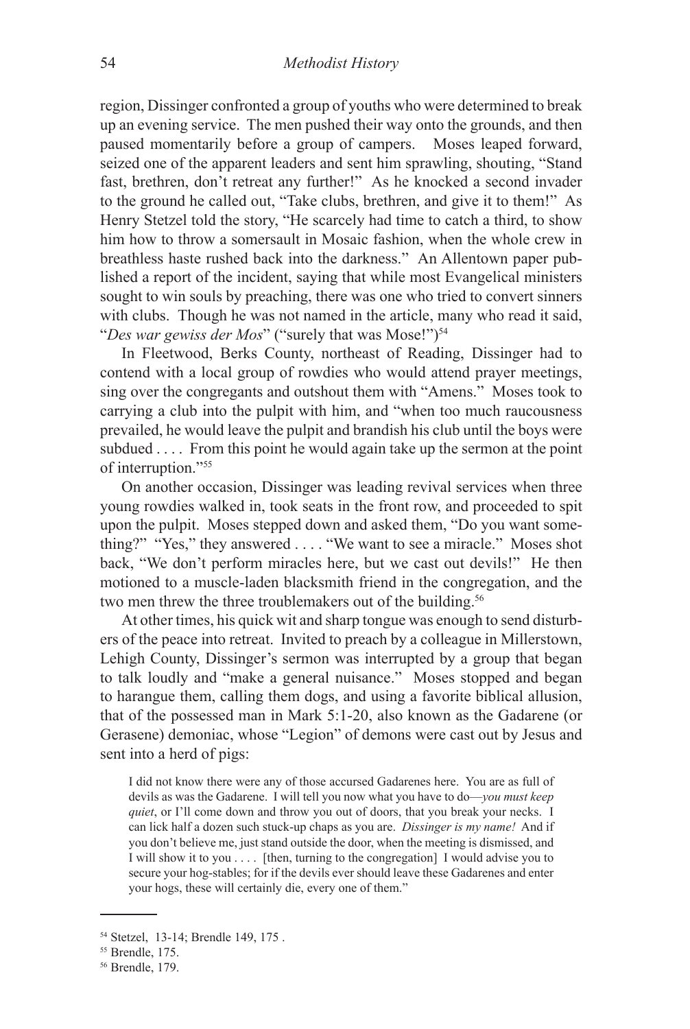region, Dissinger confronted a group of youths who were determined to break up an evening service. The men pushed their way onto the grounds, and then paused momentarily before a group of campers. Moses leaped forward, seized one of the apparent leaders and sent him sprawling, shouting, "Stand fast, brethren, don't retreat any further!" As he knocked a second invader to the ground he called out, "Take clubs, brethren, and give it to them!" As Henry Stetzel told the story, "He scarcely had time to catch a third, to show him how to throw a somersault in Mosaic fashion, when the whole crew in breathless haste rushed back into the darkness." An Allentown paper published a report of the incident, saying that while most Evangelical ministers sought to win souls by preaching, there was one who tried to convert sinners with clubs. Though he was not named in the article, many who read it said, "*Des war gewiss der Mos*" ("surely that was Mose!")[54]

In Fleetwood, Berks County, northeast of Reading, Dissinger had to contend with a local group of rowdies who would attend prayer meetings, sing over the congregants and outshout them with "Amens." Moses took to carrying a club into the pulpit with him, and "when too much raucousness prevailed, he would leave the pulpit and brandish his club until the boys were subdued . . . . From this point he would again take up the sermon at the point of interruption."[55]

On another occasion, Dissinger was leading revival services when three young rowdies walked in, took seats in the front row, and proceeded to spit upon the pulpit. Moses stepped down and asked them, "Do you want something?" "Yes," they answered . . . . "We want to see a miracle." Moses shot back, "We don't perform miracles here, but we cast out devils!" He then motioned to a muscle-laden blacksmith friend in the congregation, and the two men threw the three troublemakers out of the building.[56]

At other times, his quick wit and sharp tongue was enough to send disturbers of the peace into retreat. Invited to preach by a colleague in Millerstown, Lehigh County, Dissinger's sermon was interrupted by a group that began to talk loudly and "make a general nuisance." Moses stopped and began to harangue them, calling them dogs, and using a favorite biblical allusion, that of the possessed man in Mark 5:1-20, also known as the Gadarene (or Gerasene) demoniac, whose "Legion" of demons were cast out by Jesus and sent into a herd of pigs:

> I did not know there were any of those accursed Gadarenes here. You are as full of devils as was the Gadarene. I will tell you now what you have to do—*you must keep quiet*, or I'll come down and throw you out of doors, that you break your necks. I can lick half a dozen such stuck-up chaps as you are. *Dissinger is my name!* And if you don't believe me, just stand outside the door, when the meeting is dismissed, and I will show it to you . . . . [then, turning to the congregation] I would advise you to secure your hog-stables; for if the devils ever should leave these Gadarenes and enter your hogs, these will certainly die, every one of them."

---

[54] Stetzel, 13-14; Brendle 149, 175 .

[55] Brendle, 175.

[56] Brendle, 179.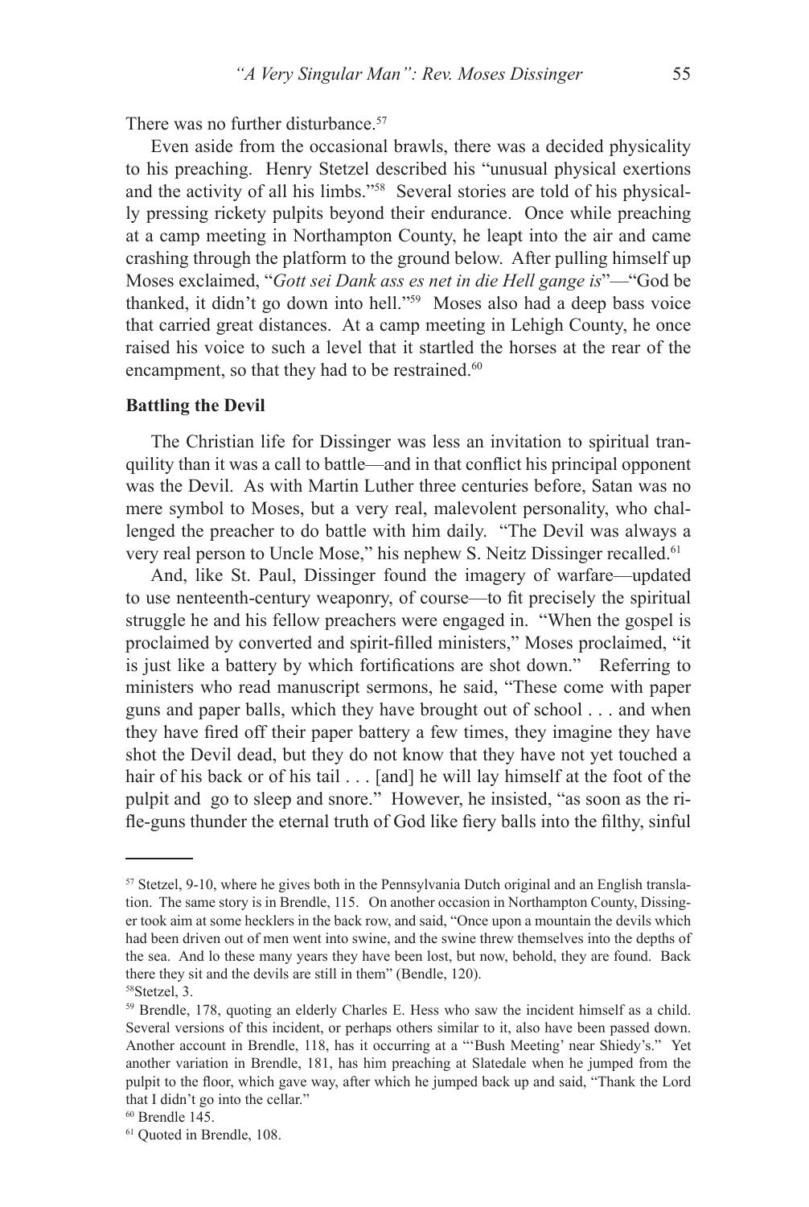There was no further disturbance.[57]

Even aside from the occasional brawls, there was a decided physicality to his preaching. Henry Stetzel described his "unusual physical exertions and the activity of all his limbs."[58] Several stories are told of his physically pressing rickety pulpits beyond their endurance. Once while preaching at a camp meeting in Northampton County, he leapt into the air and came crashing through the platform to the ground below. After pulling himself up Moses exclaimed, "*Gott sei Dank ass es net in die Hell gange is*"—"God be thanked, it didn't go down into hell."[59] Moses also had a deep bass voice that carried great distances. At a camp meeting in Lehigh County, he once raised his voice to such a level that it startled the horses at the rear of the encampment, so that they had to be restrained.[60]

**Battling the Devil**

The Christian life for Dissinger was less an invitation to spiritual tranquility than it was a call to battle—and in that conflict his principal opponent was the Devil. As with Martin Luther three centuries before, Satan was no mere symbol to Moses, but a very real, malevolent personality, who challenged the preacher to do battle with him daily. "The Devil was always a very real person to Uncle Mose," his nephew S. Neitz Dissinger recalled.[61]

And, like St. Paul, Dissinger found the imagery of warfare—updated to use nenteenth-century weaponry, of course—to fit precisely the spiritual struggle he and his fellow preachers were engaged in. "When the gospel is proclaimed by converted and spirit-filled ministers," Moses proclaimed, "it is just like a battery by which fortifications are shot down." Referring to ministers who read manuscript sermons, he said, "These come with paper guns and paper balls, which they have brought out of school . . . and when they have fired off their paper battery a few times, they imagine they have shot the Devil dead, but they do not know that they have not yet touched a hair of his back or of his tail . . . [and] he will lay himself at the foot of the pulpit and go to sleep and snore." However, he insisted, "as soon as the rifle-guns thunder the eternal truth of God like fiery balls into the filthy, sinful

---

[57] Stetzel, 9-10, where he gives both in the Pennsylvania Dutch original and an English translation. The same story is in Brendle, 115. On another occasion in Northampton County, Dissinger took aim at some hecklers in the back row, and said, "Once upon a mountain the devils which had been driven out of men went into swine, and the swine threw themselves into the depths of the sea. And lo these many years they have been lost, but now, behold, they are found. Back there they sit and the devils are still in them" (Bendle, 120).

[58] Stetzel, 3.

[59] Brendle, 178, quoting an elderly Charles E. Hess who saw the incident himself as a child. Several versions of this incident, or perhaps others similar to it, also have been passed down. Another account in Brendle, 118, has it occurring at a "'Bush Meeting' near Shiedy's." Yet another variation in Brendle, 181, has him preaching at Slatedale when he jumped from the pulpit to the floor, which gave way, after which he jumped back up and said, "Thank the Lord that I didn't go into the cellar."

[60] Brendle 145.

[61] Quoted in Brendle, 108.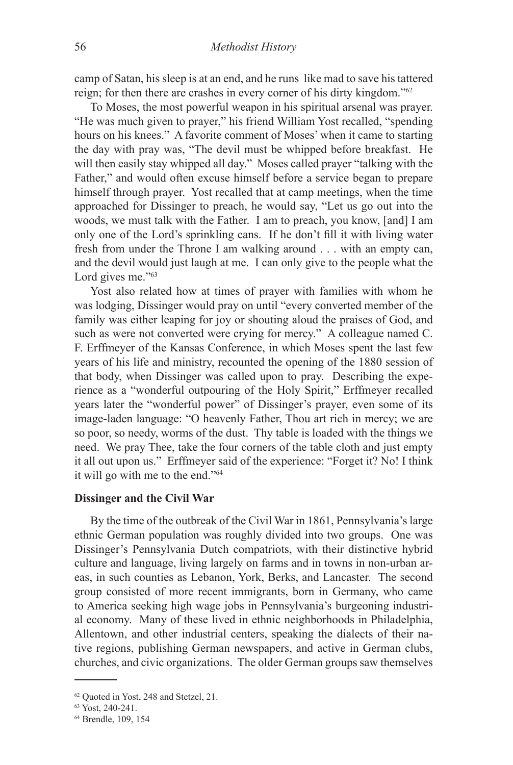camp of Satan, his sleep is at an end, and he runs like mad to save his tattered reign; for then there are crashes in every corner of his dirty kingdom."[62]

To Moses, the most powerful weapon in his spiritual arsenal was prayer. "He was much given to prayer," his friend William Yost recalled, "spending hours on his knees." A favorite comment of Moses' when it came to starting the day with pray was, "The devil must be whipped before breakfast. He will then easily stay whipped all day." Moses called prayer "talking with the Father," and would often excuse himself before a service began to prepare himself through prayer. Yost recalled that at camp meetings, when the time approached for Dissinger to preach, he would say, "Let us go out into the woods, we must talk with the Father. I am to preach, you know, [and] I am only one of the Lord's sprinkling cans. If he don't fill it with living water fresh from under the Throne I am walking around . . . with an empty can, and the devil would just laugh at me. I can only give to the people what the Lord gives me."[63]

Yost also related how at times of prayer with families with whom he was lodging, Dissinger would pray on until "every converted member of the family was either leaping for joy or shouting aloud the praises of God, and such as were not converted were crying for mercy." A colleague named C. F. Erffmeyer of the Kansas Conference, in which Moses spent the last few years of his life and ministry, recounted the opening of the 1880 session of that body, when Dissinger was called upon to pray. Describing the experience as a "wonderful outpouring of the Holy Spirit," Erffmeyer recalled years later the "wonderful power" of Dissinger's prayer, even some of its image-laden language: "O heavenly Father, Thou art rich in mercy; we are so poor, so needy, worms of the dust. Thy table is loaded with the things we need. We pray Thee, take the four corners of the table cloth and just empty it all out upon us." Erffmeyer said of the experience: "Forget it? No! I think it will go with me to the end."[64]

### Dissinger and the Civil War

By the time of the outbreak of the Civil War in 1861, Pennsylvania's large ethnic German population was roughly divided into two groups. One was Dissinger's Pennsylvania Dutch compatriots, with their distinctive hybrid culture and language, living largely on farms and in towns in non-urban areas, in such counties as Lebanon, York, Berks, and Lancaster. The second group consisted of more recent immigrants, born in Germany, who came to America seeking high wage jobs in Pennsylvania's burgeoning industrial economy. Many of these lived in ethnic neighborhoods in Philadelphia, Allentown, and other industrial centers, speaking the dialects of their native regions, publishing German newspapers, and active in German clubs, churches, and civic organizations. The older German groups saw themselves

---

[62] Quoted in Yost, 248 and Stetzel, 21.

[63] Yost, 240-241.

[64] Brendle, 109, 154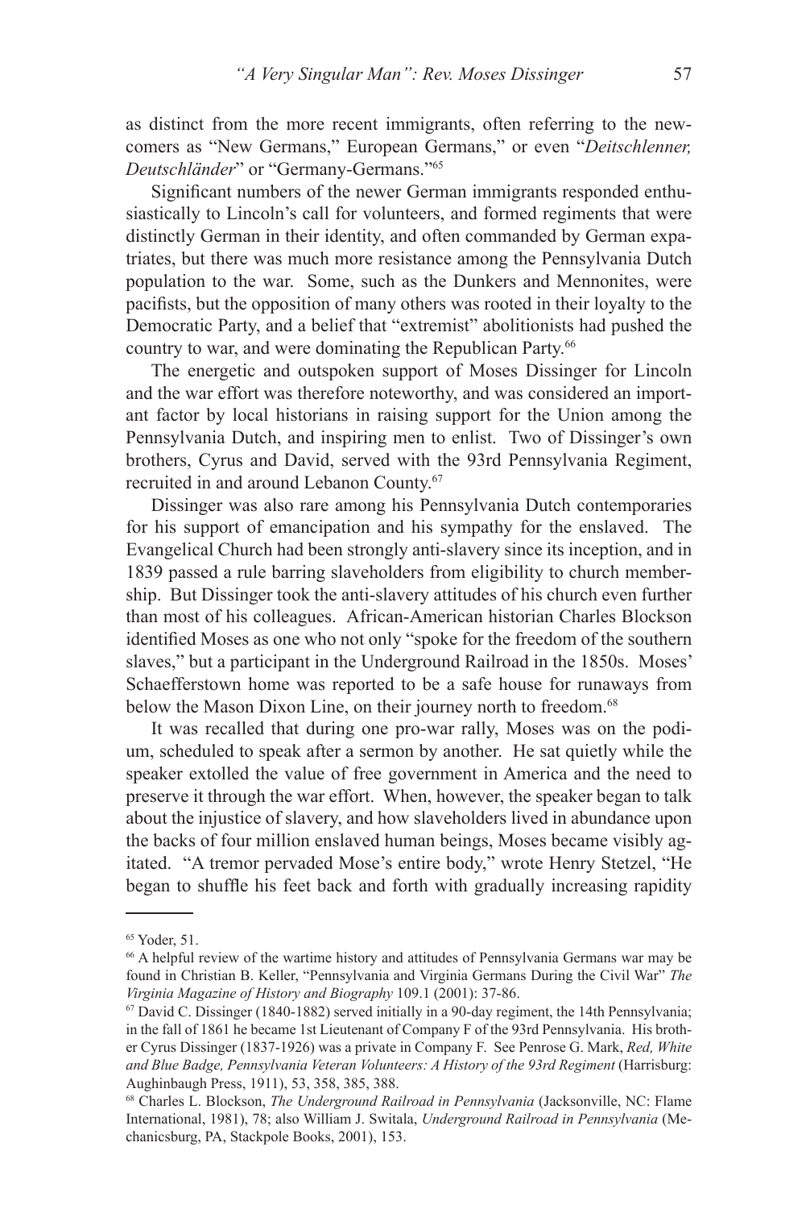as distinct from the more recent immigrants, often referring to the newcomers as "New Germans," European Germans," or even "*Deitschlenner, Deutschländer*" or "Germany-Germans."[65]

Significant numbers of the newer German immigrants responded enthusiastically to Lincoln's call for volunteers, and formed regiments that were distinctly German in their identity, and often commanded by German expatriates, but there was much more resistance among the Pennsylvania Dutch population to the war. Some, such as the Dunkers and Mennonites, were pacifists, but the opposition of many others was rooted in their loyalty to the Democratic Party, and a belief that "extremist" abolitionists had pushed the country to war, and were dominating the Republican Party.[66]

The energetic and outspoken support of Moses Dissinger for Lincoln and the war effort was therefore noteworthy, and was considered an important factor by local historians in raising support for the Union among the Pennsylvania Dutch, and inspiring men to enlist. Two of Dissinger's own brothers, Cyrus and David, served with the 93rd Pennsylvania Regiment, recruited in and around Lebanon County.[67]

Dissinger was also rare among his Pennsylvania Dutch contemporaries for his support of emancipation and his sympathy for the enslaved. The Evangelical Church had been strongly anti-slavery since its inception, and in 1839 passed a rule barring slaveholders from eligibility to church membership. But Dissinger took the anti-slavery attitudes of his church even further than most of his colleagues. African-American historian Charles Blockson identified Moses as one who not only "spoke for the freedom of the southern slaves," but a participant in the Underground Railroad in the 1850s. Moses' Schaefferstown home was reported to be a safe house for runaways from below the Mason Dixon Line, on their journey north to freedom.[68]

It was recalled that during one pro-war rally, Moses was on the podium, scheduled to speak after a sermon by another. He sat quietly while the speaker extolled the value of free government in America and the need to preserve it through the war effort. When, however, the speaker began to talk about the injustice of slavery, and how slaveholders lived in abundance upon the backs of four million enslaved human beings, Moses became visibly agitated. "A tremor pervaded Mose's entire body," wrote Henry Stetzel, "He began to shuffle his feet back and forth with gradually increasing rapidity

---

[65] Yoder, 51.

[66] A helpful review of the wartime history and attitudes of Pennsylvania Germans war may be found in Christian B. Keller, "Pennsylvania and Virginia Germans During the Civil War" *The Virginia Magazine of History and Biography* 109.1 (2001): 37-86.

[67] David C. Dissinger (1840-1882) served initially in a 90-day regiment, the 14th Pennsylvania; in the fall of 1861 he became 1st Lieutenant of Company F of the 93rd Pennsylvania. His brother Cyrus Dissinger (1837-1926) was a private in Company F. See Penrose G. Mark, *Red, White and Blue Badge, Pennsylvania Veteran Volunteers: A History of the 93rd Regiment* (Harrisburg: Aughinbaugh Press, 1911), 53, 358, 385, 388.

[68] Charles L. Blockson, *The Underground Railroad in Pennsylvania* (Jacksonville, NC: Flame International, 1981), 78; also William J. Switala, *Underground Railroad in Pennsylvania* (Mechanicsburg, PA, Stackpole Books, 2001), 153.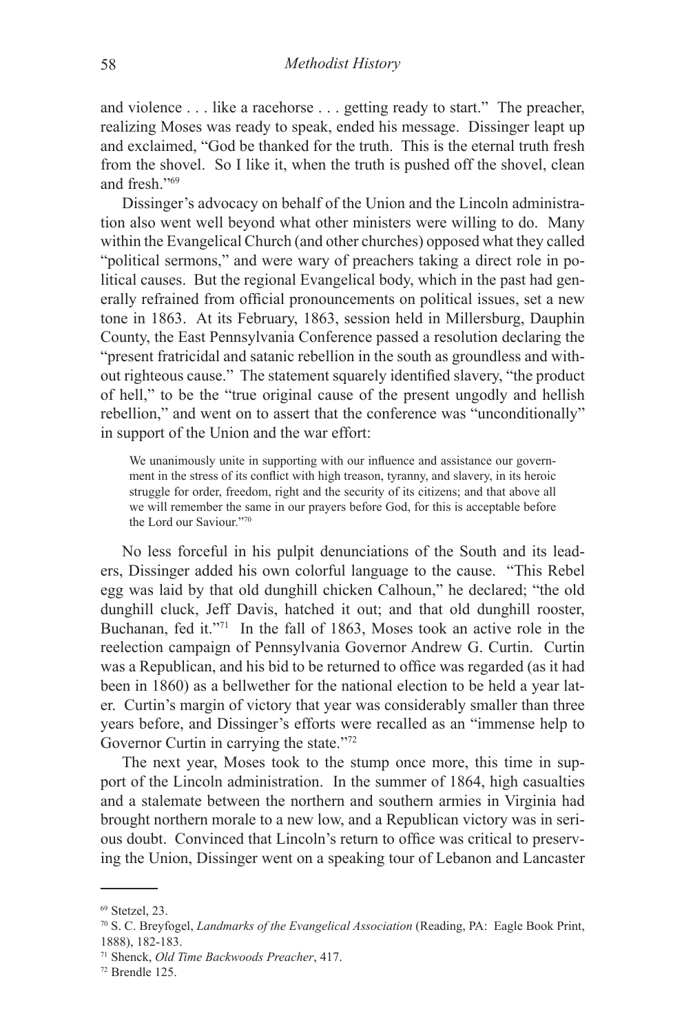and violence . . . like a racehorse . . . getting ready to start." The preacher, realizing Moses was ready to speak, ended his message. Dissinger leapt up and exclaimed, "God be thanked for the truth. This is the eternal truth fresh from the shovel. So I like it, when the truth is pushed off the shovel, clean and fresh."[69]

Dissinger's advocacy on behalf of the Union and the Lincoln administration also went well beyond what other ministers were willing to do. Many within the Evangelical Church (and other churches) opposed what they called "political sermons," and were wary of preachers taking a direct role in political causes. But the regional Evangelical body, which in the past had generally refrained from official pronouncements on political issues, set a new tone in 1863. At its February, 1863, session held in Millersburg, Dauphin County, the East Pennsylvania Conference passed a resolution declaring the "present fratricidal and satanic rebellion in the south as groundless and without righteous cause." The statement squarely identified slavery, "the product of hell," to be the "true original cause of the present ungodly and hellish rebellion," and went on to assert that the conference was "unconditionally" in support of the Union and the war effort:

> We unanimously unite in supporting with our influence and assistance our government in the stress of its conflict with high treason, tyranny, and slavery, in its heroic struggle for order, freedom, right and the security of its citizens; and that above all we will remember the same in our prayers before God, for this is acceptable before the Lord our Saviour."[70]

No less forceful in his pulpit denunciations of the South and its leaders, Dissinger added his own colorful language to the cause. "This Rebel egg was laid by that old dunghill chicken Calhoun," he declared; "the old dunghill cluck, Jeff Davis, hatched it out; and that old dunghill rooster, Buchanan, fed it."[71] In the fall of 1863, Moses took an active role in the reelection campaign of Pennsylvania Governor Andrew G. Curtin. Curtin was a Republican, and his bid to be returned to office was regarded (as it had been in 1860) as a bellwether for the national election to be held a year later. Curtin's margin of victory that year was considerably smaller than three years before, and Dissinger's efforts were recalled as an "immense help to Governor Curtin in carrying the state."[72]

The next year, Moses took to the stump once more, this time in support of the Lincoln administration. In the summer of 1864, high casualties and a stalemate between the northern and southern armies in Virginia had brought northern morale to a new low, and a Republican victory was in serious doubt. Convinced that Lincoln's return to office was critical to preserving the Union, Dissinger went on a speaking tour of Lebanon and Lancaster

---

[69] Stetzel, 23.

[70] S. C. Breyfogel, *Landmarks of the Evangelical Association* (Reading, PA: Eagle Book Print, 1888), 182-183.

[71] Shenck, *Old Time Backwoods Preacher*, 417.

[72] Brendle 125.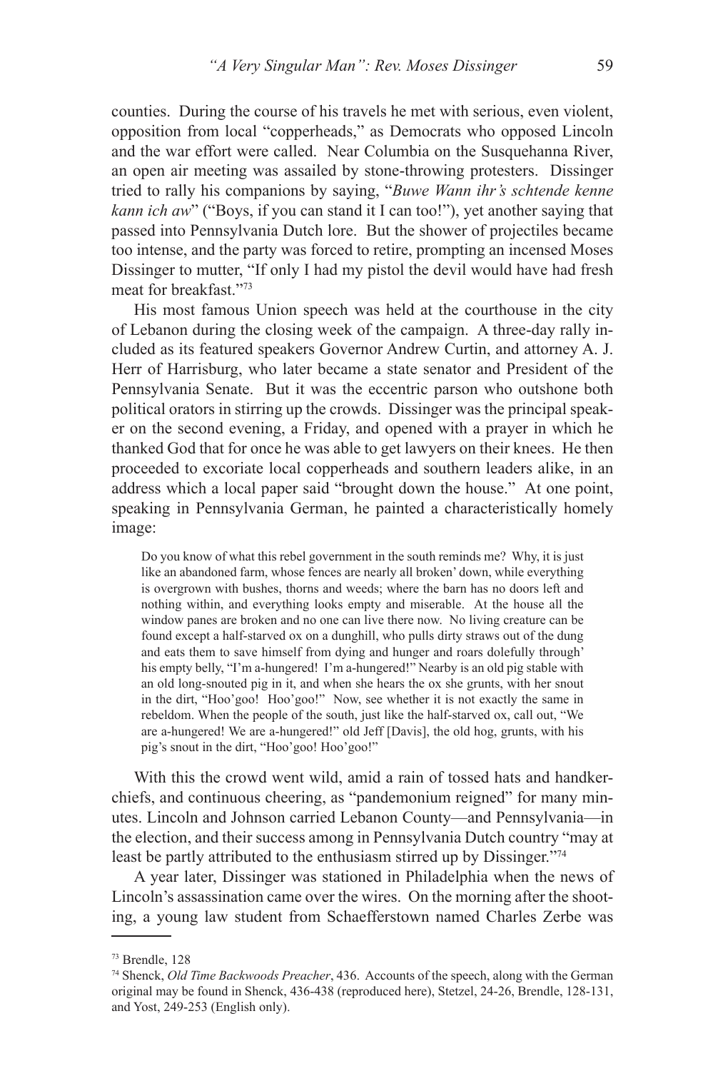counties. During the course of his travels he met with serious, even violent, opposition from local "copperheads," as Democrats who opposed Lincoln and the war effort were called. Near Columbia on the Susquehanna River, an open air meeting was assailed by stone-throwing protesters. Dissinger tried to rally his companions by saying, "*Buwe Wann ihr's schtende kenne kann ich aw*" ("Boys, if you can stand it I can too!"), yet another saying that passed into Pennsylvania Dutch lore. But the shower of projectiles became too intense, and the party was forced to retire, prompting an incensed Moses Dissinger to mutter, "If only I had my pistol the devil would have had fresh meat for breakfast."[73]

His most famous Union speech was held at the courthouse in the city of Lebanon during the closing week of the campaign. A three-day rally included as its featured speakers Governor Andrew Curtin, and attorney A. J. Herr of Harrisburg, who later became a state senator and President of the Pennsylvania Senate. But it was the eccentric parson who outshone both political orators in stirring up the crowds. Dissinger was the principal speaker on the second evening, a Friday, and opened with a prayer in which he thanked God that for once he was able to get lawyers on their knees. He then proceeded to excoriate local copperheads and southern leaders alike, in an address which a local paper said "brought down the house." At one point, speaking in Pennsylvania German, he painted a characteristically homely image:

> Do you know of what this rebel government in the south reminds me? Why, it is just like an abandoned farm, whose fences are nearly all broken' down, while everything is overgrown with bushes, thorns and weeds; where the barn has no doors left and nothing within, and everything looks empty and miserable. At the house all the window panes are broken and no one can live there now. No living creature can be found except a half-starved ox on a dunghill, who pulls dirty straws out of the dung and eats them to save himself from dying and hunger and roars dolefully through' his empty belly, "I'm a-hungered! I'm a-hungered!" Nearby is an old pig stable with an old long-snouted pig in it, and when she hears the ox she grunts, with her snout in the dirt, "Hoo'goo! Hoo'goo!" Now, see whether it is not exactly the same in rebeldom. When the people of the south, just like the half-starved ox, call out, "We are a-hungered! We are a-hungered!" old Jeff [Davis], the old hog, grunts, with his pig's snout in the dirt, "Hoo'goo! Hoo'goo!"

With this the crowd went wild, amid a rain of tossed hats and handkerchiefs, and continuous cheering, as "pandemonium reigned" for many minutes. Lincoln and Johnson carried Lebanon County—and Pennsylvania—in the election, and their success among in Pennsylvania Dutch country "may at least be partly attributed to the enthusiasm stirred up by Dissinger."[74]

A year later, Dissinger was stationed in Philadelphia when the news of Lincoln's assassination came over the wires. On the morning after the shooting, a young law student from Schaefferstown named Charles Zerbe was

---

[73] Brendle, 128

[74] Shenck, *Old Time Backwoods Preacher*, 436. Accounts of the speech, along with the German original may be found in Shenck, 436-438 (reproduced here), Stetzel, 24-26, Brendle, 128-131, and Yost, 249-253 (English only).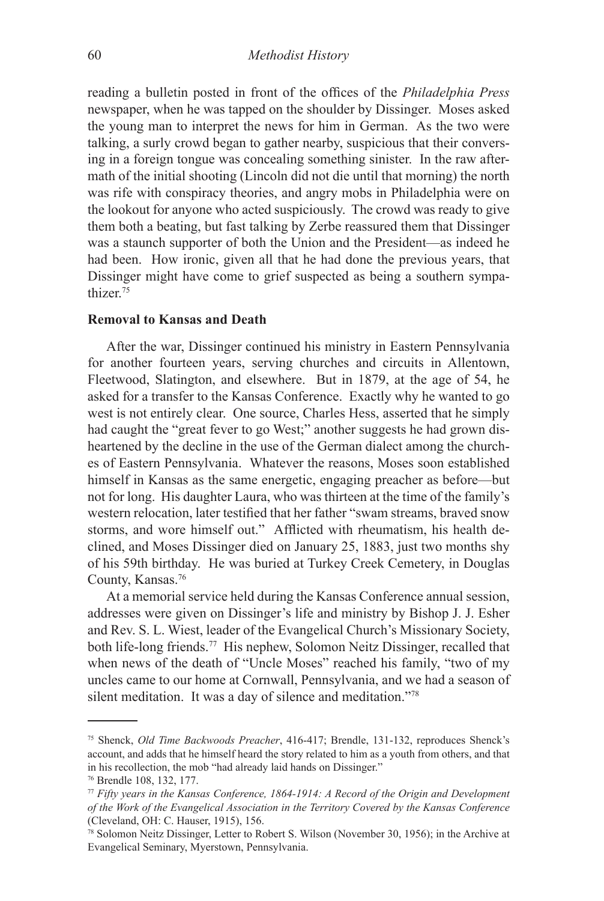reading a bulletin posted in front of the offices of the *Philadelphia Press* newspaper, when he was tapped on the shoulder by Dissinger. Moses asked the young man to interpret the news for him in German. As the two were talking, a surly crowd began to gather nearby, suspicious that their conversing in a foreign tongue was concealing something sinister. In the raw aftermath of the initial shooting (Lincoln did not die until that morning) the north was rife with conspiracy theories, and angry mobs in Philadelphia were on the lookout for anyone who acted suspiciously. The crowd was ready to give them both a beating, but fast talking by Zerbe reassured them that Dissinger was a staunch supporter of both the Union and the President—as indeed he had been. How ironic, given all that he had done the previous years, that Dissinger might have come to grief suspected as being a southern sympathizer.[75]

**Removal to Kansas and Death**

After the war, Dissinger continued his ministry in Eastern Pennsylvania for another fourteen years, serving churches and circuits in Allentown, Fleetwood, Slatington, and elsewhere. But in 1879, at the age of 54, he asked for a transfer to the Kansas Conference. Exactly why he wanted to go west is not entirely clear. One source, Charles Hess, asserted that he simply had caught the "great fever to go West;" another suggests he had grown disheartened by the decline in the use of the German dialect among the churches of Eastern Pennsylvania. Whatever the reasons, Moses soon established himself in Kansas as the same energetic, engaging preacher as before—but not for long. His daughter Laura, who was thirteen at the time of the family's western relocation, later testified that her father "swam streams, braved snow storms, and wore himself out." Afflicted with rheumatism, his health declined, and Moses Dissinger died on January 25, 1883, just two months shy of his 59th birthday. He was buried at Turkey Creek Cemetery, in Douglas County, Kansas.[76]

At a memorial service held during the Kansas Conference annual session, addresses were given on Dissinger's life and ministry by Bishop J. J. Esher and Rev. S. L. Wiest, leader of the Evangelical Church's Missionary Society, both life-long friends.[77] His nephew, Solomon Neitz Dissinger, recalled that when news of the death of "Uncle Moses" reached his family, "two of my uncles came to our home at Cornwall, Pennsylvania, and we had a season of silent meditation. It was a day of silence and meditation."[78]

---

[75] Shenck, *Old Time Backwoods Preacher*, 416-417; Brendle, 131-132, reproduces Shenck's account, and adds that he himself heard the story related to him as a youth from others, and that in his recollection, the mob "had already laid hands on Dissinger."

[76] Brendle 108, 132, 177.

[77] *Fifty years in the Kansas Conference, 1864-1914: A Record of the Origin and Development of the Work of the Evangelical Association in the Territory Covered by the Kansas Conference* (Cleveland, OH: C. Hauser, 1915), 156.

[78] Solomon Neitz Dissinger, Letter to Robert S. Wilson (November 30, 1956); in the Archive at Evangelical Seminary, Myerstown, Pennsylvania.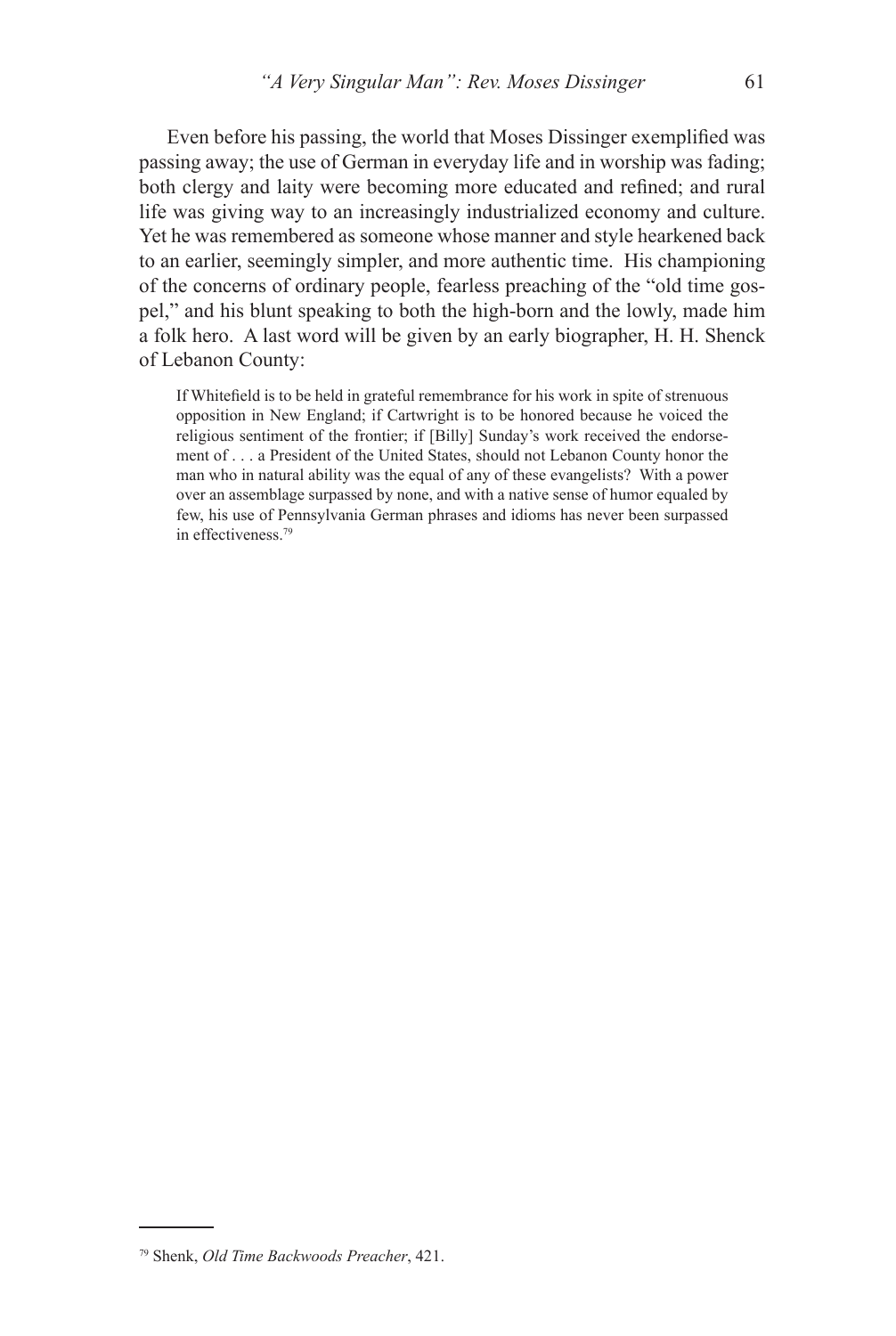Even before his passing, the world that Moses Dissinger exemplified was passing away; the use of German in everyday life and in worship was fading; both clergy and laity were becoming more educated and refined; and rural life was giving way to an increasingly industrialized economy and culture. Yet he was remembered as someone whose manner and style hearkened back to an earlier, seemingly simpler, and more authentic time. His championing of the concerns of ordinary people, fearless preaching of the "old time gospel," and his blunt speaking to both the high-born and the lowly, made him a folk hero. A last word will be given by an early biographer, H. H. Shenck of Lebanon County:

> If Whitefield is to be held in grateful remembrance for his work in spite of strenuous opposition in New England; if Cartwright is to be honored because he voiced the religious sentiment of the frontier; if [Billy] Sunday's work received the endorsement of . . . a President of the United States, should not Lebanon County honor the man who in natural ability was the equal of any of these evangelists? With a power over an assemblage surpassed by none, and with a native sense of humor equaled by few, his use of Pennsylvania German phrases and idioms has never been surpassed in effectiveness.[79]

---

[79] Shenk, *Old Time Backwoods Preacher*, 421.